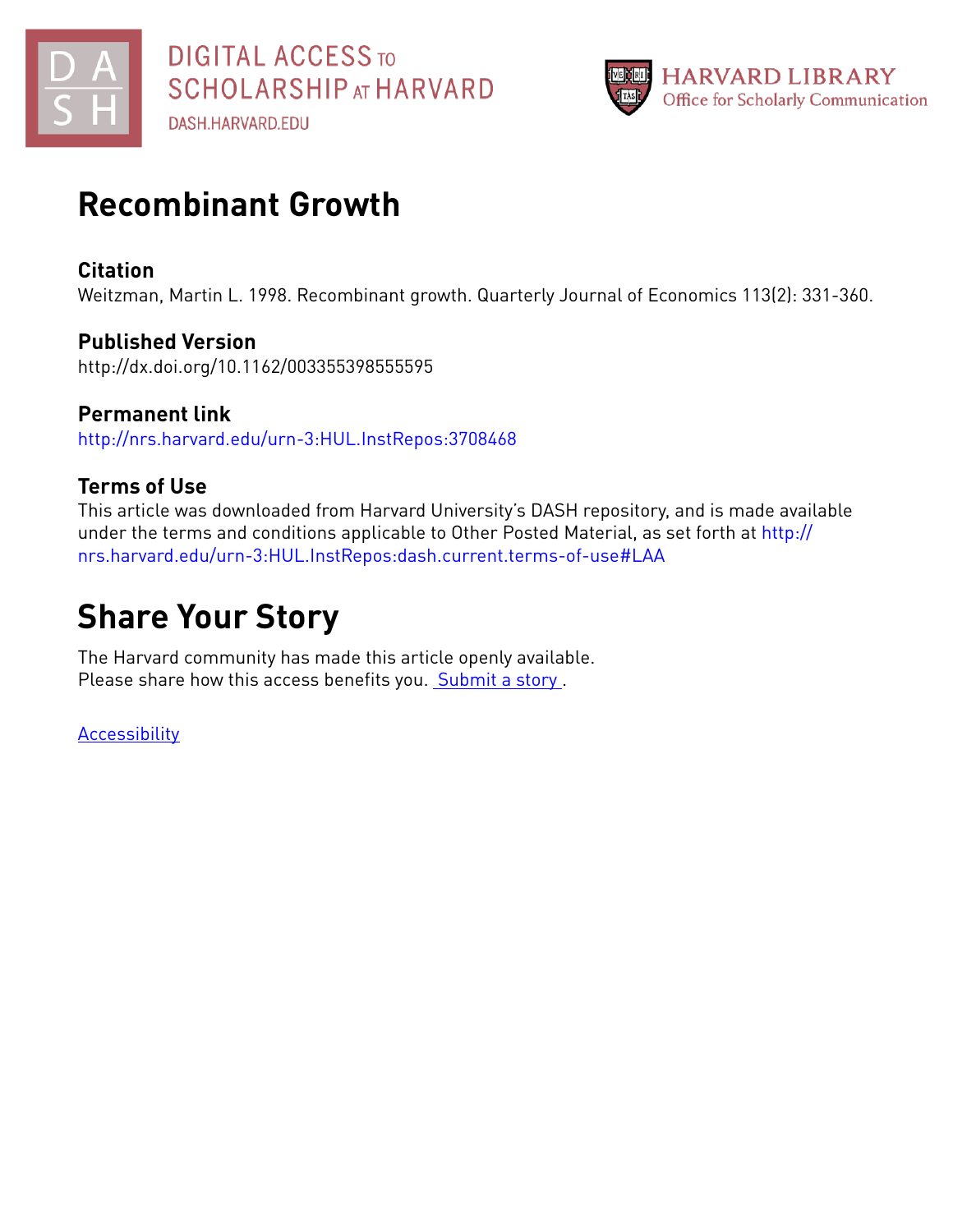DIGITAL ACCESS TO SCHOLARSHIP AT HARVARD
DASH.HARVARD.EDU

HARVARD LIBRARY
Office for Scholarly Communication

# Recombinant Growth

## Citation

Weitzman, Martin L. 1998. Recombinant growth. Quarterly Journal of Economics 113(2): 331-360.

## Published Version

http://dx.doi.org/10.1162/003355398555595

## Permanent link

http://nrs.harvard.edu/urn-3:HUL.InstRepos:3708468

## Terms of Use

This article was downloaded from Harvard University's DASH repository, and is made available under the terms and conditions applicable to Other Posted Material, as set forth at http://nrs.harvard.edu/urn-3:HUL.InstRepos:dash.current.terms-of-use#LAA

# Share Your Story

The Harvard community has made this article openly available.
Please share how this access benefits you. Submit a story .

Accessibility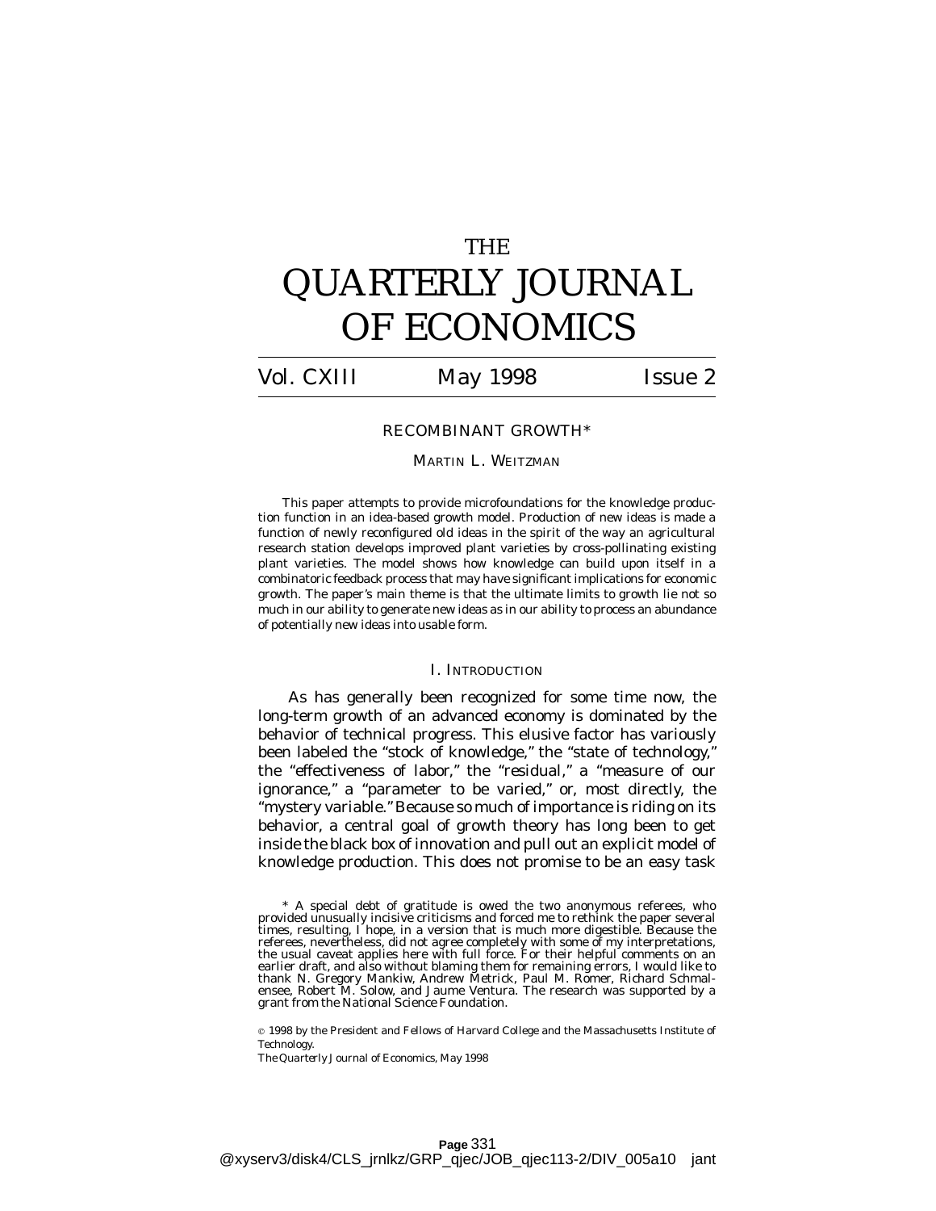# THE QUARTERLY JOURNAL OF ECONOMICS

Vol. CXIII May 1998 Issue 2

## RECOMBINANT GROWTH*

MARTIN L. WEITZMAN

This paper attempts to provide microfoundations for the knowledge production function in an idea-based growth model. Production of new ideas is made a function of newly reconfigured old ideas in the spirit of the way an agricultural research station develops improved plant varieties by cross-pollinating existing plant varieties. The model shows how knowledge can build upon itself in a combinatoric feedback process that may have significant implications for economic growth. The paper's main theme is that the ultimate limits to growth lie not so much in our ability to generate new ideas as in our ability to process an abundance of potentially new ideas into usable form.

### I. INTRODUCTION

As has generally been recognized for some time now, the long-term growth of an advanced economy is dominated by the behavior of technical progress. This elusive factor has variously been labeled the "stock of knowledge," the "state of technology," the "effectiveness of labor," the "residual," a "measure of our ignorance," a "parameter to be varied," or, most directly, the "mystery variable." Because so much of importance is riding on its behavior, a central goal of growth theory has long been to get inside the black box of innovation and pull out an explicit model of knowledge production. This does not promise to be an easy task

\* A special debt of gratitude is owed the two anonymous referees, who provided unusually incisive criticisms and forced me to rethink the paper several times, resulting, I hope, in a version that is much more digestible. Because the referees, nevertheless, did not agree completely with some of my interpretations, the usual caveat applies here with full force. For their helpful comments on an earlier draft, and also without blaming them for remaining errors, I would like to thank N. Gregory Mankiw, Andrew Metrick, Paul M. Romer, Richard Schmalensee, Robert M. Solow, and Jaume Ventura. The research was supported by a grant from the National Science Foundation.

© 1998 by the President and Fellows of Harvard College and the Massachusetts Institute of Technology.

*The Quarterly Journal of Economics*, May 1998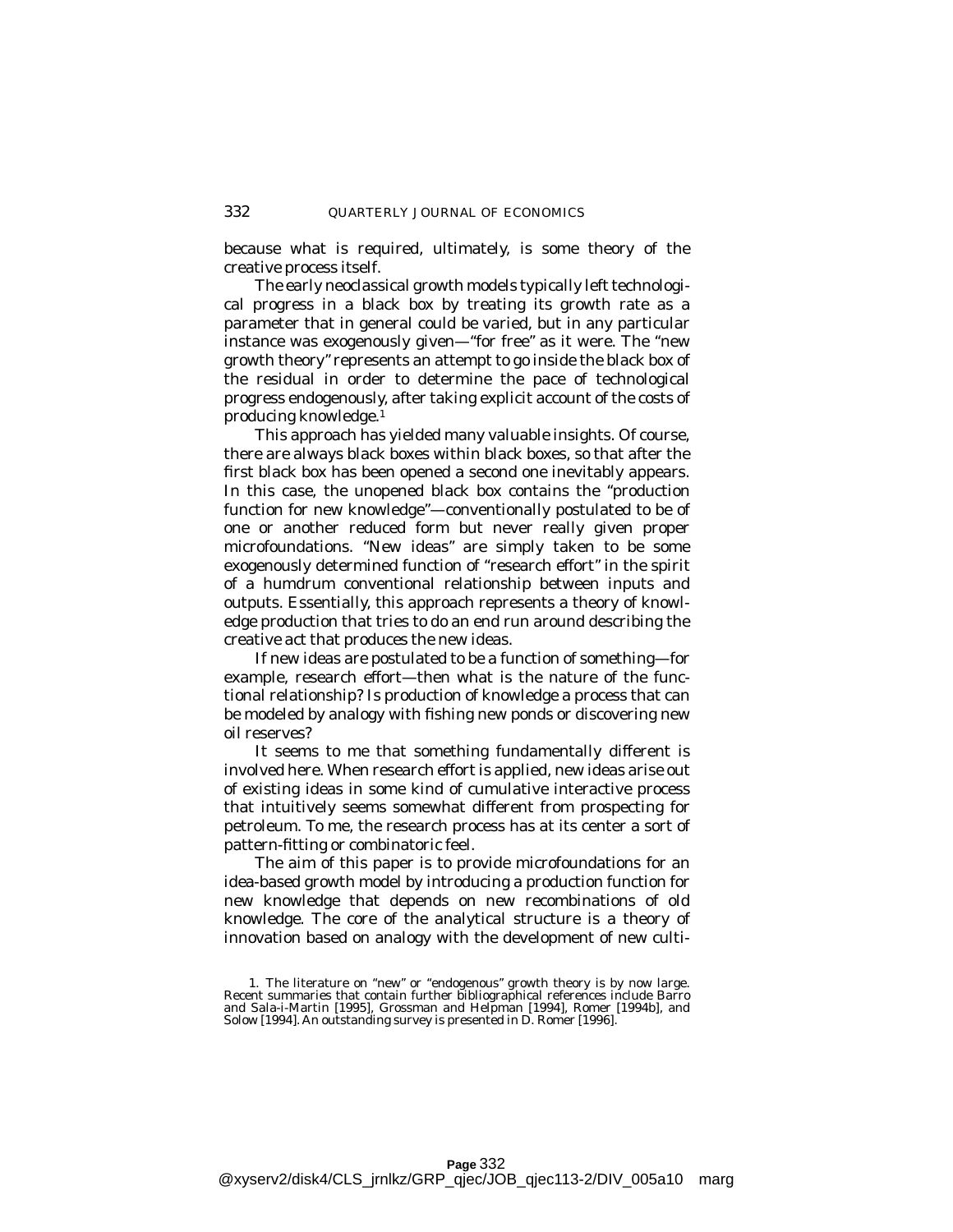because what is required, ultimately, is some theory of the creative process itself.

The early neoclassical growth models typically left technological progress in a black box by treating its growth rate as a parameter that in general could be varied, but in any particular instance was exogenously given—"for free" as it were. The "new growth theory" represents an attempt to go inside the black box of the residual in order to determine the pace of technological progress endogenously, after taking explicit account of the costs of producing knowledge.[1]

This approach has yielded many valuable insights. Of course, there are always black boxes within black boxes, so that after the first black box has been opened a second one inevitably appears. In this case, the unopened black box contains the "production function for new knowledge"—conventionally postulated to be of one or another reduced form but never really given proper microfoundations. "New ideas" are simply taken to be some exogenously determined function of "research effort" in the spirit of a humdrum conventional relationship between inputs and outputs. Essentially, this approach represents a theory of knowledge production that tries to do an end run around describing the creative act that produces the new ideas.

If new ideas are postulated to be a function of something—for example, research effort—then what is the nature of the functional relationship? Is production of knowledge a process that can be modeled by analogy with fishing new ponds or discovering new oil reserves?

It seems to me that something fundamentally different is involved here. When research effort is applied, new ideas arise out of existing ideas in some kind of cumulative interactive process that intuitively seems somewhat different from prospecting for petroleum. To me, the research process has at its center a sort of pattern-fitting or combinatoric feel.

The aim of this paper is to provide microfoundations for an idea-based growth model by introducing a production function for new knowledge that depends on new recombinations of old knowledge. The core of the analytical structure is a theory of innovation based on analogy with the development of new culti-

1. The literature on "new" or "endogenous" growth theory is by now large. Recent summaries that contain further bibliographical references include Barro and Sala-i-Martin [1995], Grossman and Helpman [1994], Romer [1994b], and Solow [1994]. An outstanding survey is presented in D. Romer [1996].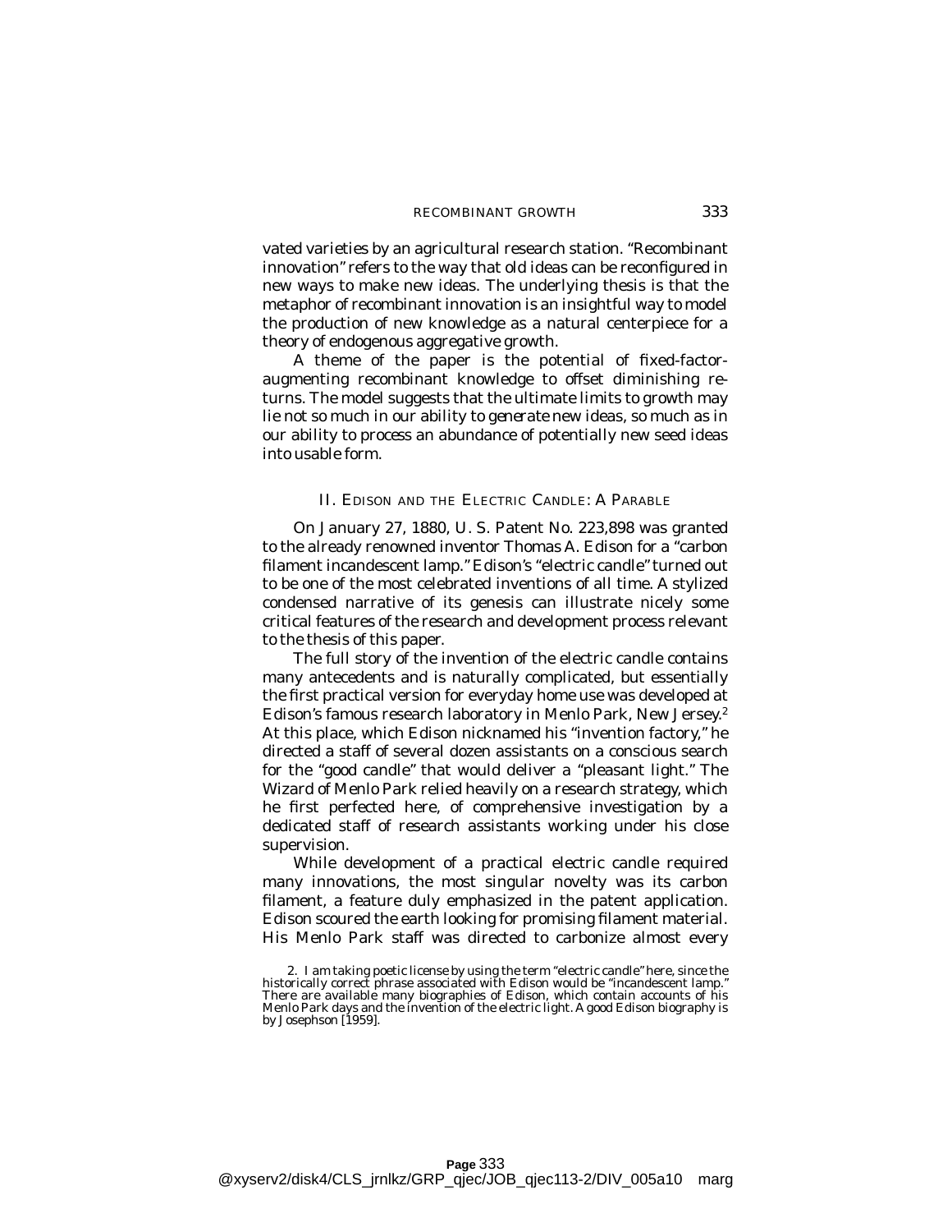vated varieties by an agricultural research station. "Recombinant innovation" refers to the way that old ideas can be reconfigured in new ways to make new ideas. The underlying thesis is that the metaphor of recombinant innovation is an insightful way to model the production of new knowledge as a natural centerpiece for a theory of endogenous aggregative growth.

A theme of the paper is the potential of fixed-factor-augmenting recombinant knowledge to offset diminishing returns. The model suggests that the ultimate limits to growth may lie not so much in our ability to *generate* new ideas, so much as in our ability to process an abundance of potentially new seed ideas into usable form.

## II. Edison and the Electric Candle: A Parable

On January 27, 1880, U. S. Patent No. 223,898 was granted to the already renowned inventor Thomas A. Edison for a "carbon filament incandescent lamp." Edison's "electric candle" turned out to be one of the most celebrated inventions of all time. A stylized condensed narrative of its genesis can illustrate nicely some critical features of the research and development process relevant to the thesis of this paper.

The full story of the invention of the electric candle contains many antecedents and is naturally complicated, but essentially the first practical version for everyday home use was developed at Edison's famous research laboratory in Menlo Park, New Jersey.[2] At this place, which Edison nicknamed his "invention factory," he directed a staff of several dozen assistants on a conscious search for the "good candle" that would deliver a "pleasant light." The Wizard of Menlo Park relied heavily on a research strategy, which he first perfected here, of comprehensive investigation by a dedicated staff of research assistants working under his close supervision.

While development of a practical electric candle required many innovations, the most singular novelty was its carbon filament, a feature duly emphasized in the patent application. Edison scoured the earth looking for promising filament material. His Menlo Park staff was directed to carbonize almost every

2. I am taking poetic license by using the term "electric candle" here, since the historically correct phrase associated with Edison would be "incandescent lamp." There are available many biographies of Edison, which contain accounts of his Menlo Park days and the invention of the electric light. A good Edison biography is by Josephson [1959].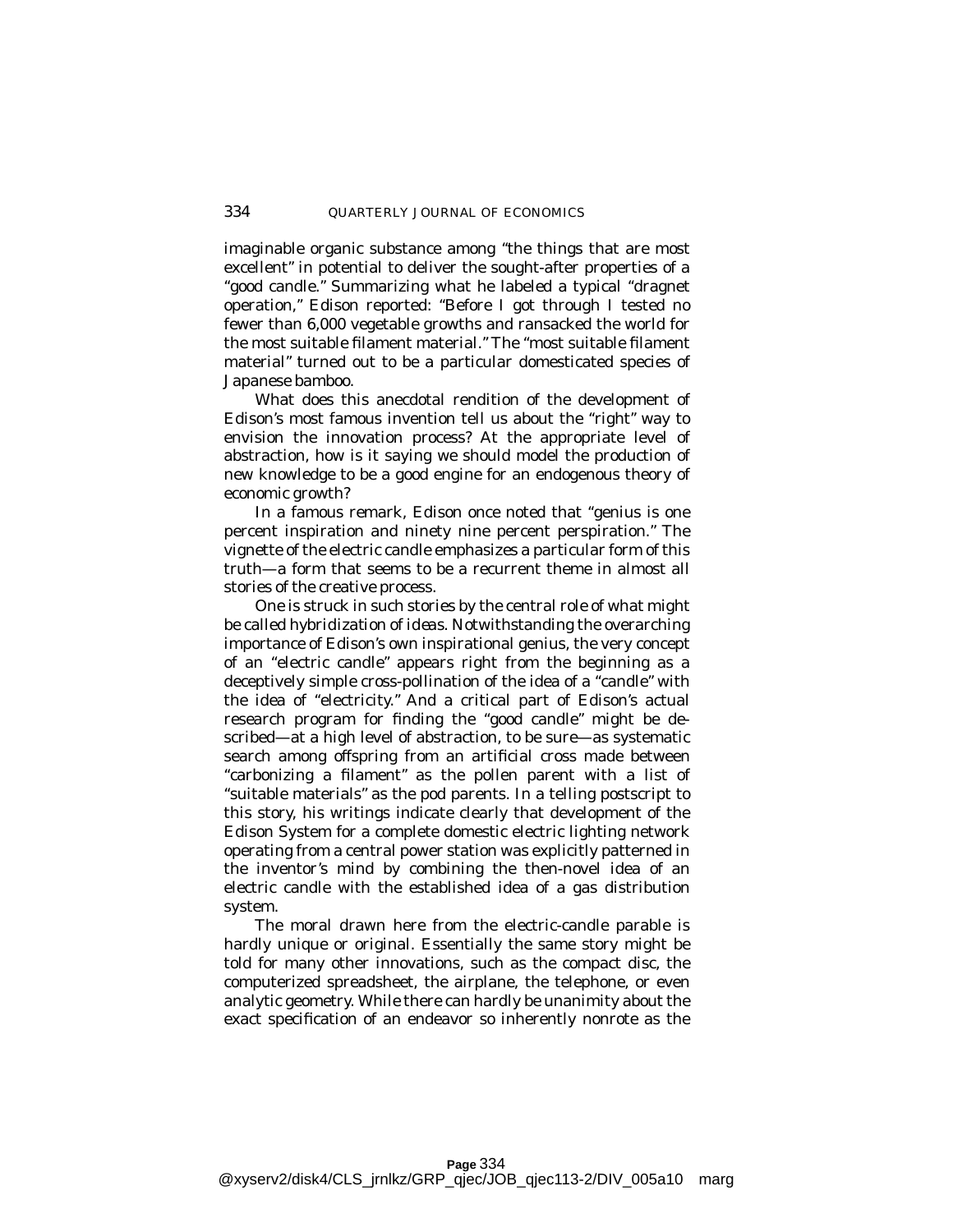imaginable organic substance among "the things that are most excellent" in potential to deliver the sought-after properties of a "good candle." Summarizing what he labeled a typical "dragnet operation," Edison reported: "Before I got through I tested no fewer than 6,000 vegetable growths and ransacked the world for the most suitable filament material." The "most suitable filament material" turned out to be a particular domesticated species of Japanese bamboo.

What does this anecdotal rendition of the development of Edison's most famous invention tell us about the "right" way to envision the innovation process? At the appropriate level of abstraction, how is it saying we should model the production of new knowledge to be a good engine for an endogenous theory of economic growth?

In a famous remark, Edison once noted that "genius is one percent inspiration and ninety nine percent perspiration." The vignette of the electric candle emphasizes a particular form of this truth—a form that seems to be a recurrent theme in almost all stories of the creative process.

One is struck in such stories by the central role of what might be called *hybridization of ideas*. Notwithstanding the overarching importance of Edison's own inspirational genius, the very concept of an "electric candle" appears right from the beginning as a deceptively simple cross-pollination of the idea of a "candle" with the idea of "electricity." And a critical part of Edison's actual research program for finding the "good candle" might be described—at a high level of abstraction, to be sure—as systematic search among offspring from an artificial cross made between "carbonizing a filament" as the pollen parent with a list of "suitable materials" as the pod parents. In a telling postscript to this story, his writings indicate clearly that development of the Edison System for a complete domestic electric lighting network operating from a central power station was explicitly patterned in the inventor's mind by combining the then-novel idea of an electric candle with the established idea of a gas distribution system.

The moral drawn here from the electric-candle parable is hardly unique or original. Essentially the same story might be told for many other innovations, such as the compact disc, the computerized spreadsheet, the airplane, the telephone, or even analytic geometry. While there can hardly be unanimity about the exact specification of an endeavor so inherently nonrote as the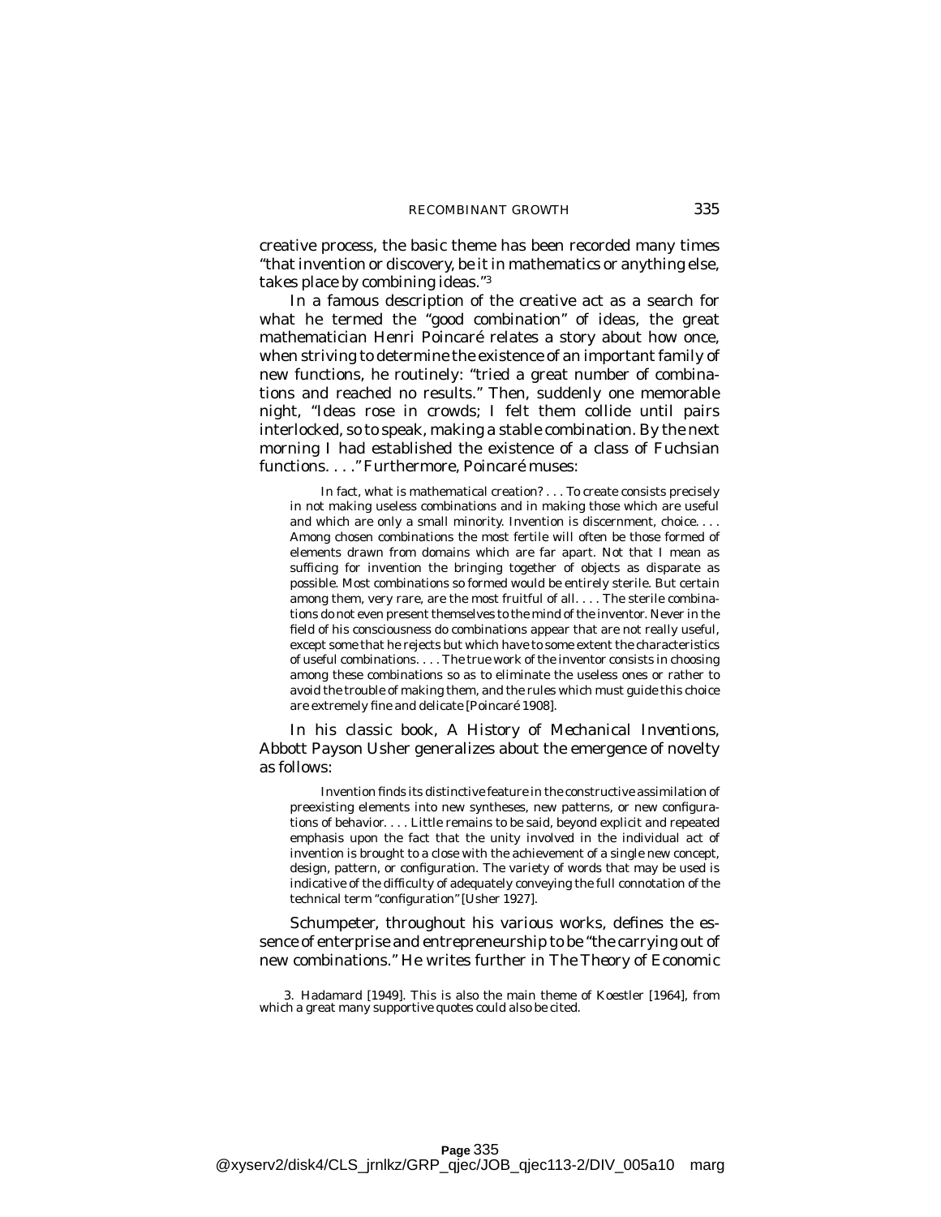creative process, the basic theme has been recorded many times "that invention or discovery, be it in mathematics or anything else, takes place by combining ideas."[3]

In a famous description of the creative act as a search for what he termed the "good combination" of ideas, the great mathematician Henri Poincaré relates a story about how once, when striving to determine the existence of an important family of new functions, he routinely: "tried a great number of combinations and reached no results." Then, suddenly one memorable night, "Ideas rose in crowds; I felt them collide until pairs interlocked, so to speak, making a stable combination. By the next morning I had established the existence of a class of Fuchsian functions. . . ." Furthermore, Poincaré muses:

> In fact, what is mathematical creation? . . . To create consists precisely in not making useless combinations and in making those which are useful and which are only a small minority. Invention is discernment, choice. . . . Among chosen combinations the most fertile will often be those formed of elements drawn from domains which are far apart. Not that I mean as sufficing for invention the bringing together of objects as disparate as possible. Most combinations so formed would be entirely sterile. But certain among them, very rare, are the most fruitful of all. . . . The sterile combinations do not even present themselves to the mind of the inventor. Never in the field of his consciousness do combinations appear that are not really useful, except some that he rejects but which have to some extent the characteristics of useful combinations. . . . The true work of the inventor consists in choosing among these combinations so as to eliminate the useless ones or rather to avoid the trouble of making them, and the rules which must guide this choice are extremely fine and delicate [Poincaré 1908].

In his classic book, *A History of Mechanical Inventions*, Abbott Payson Usher generalizes about the emergence of novelty as follows:

> Invention finds its distinctive feature in the constructive assimilation of preexisting elements into new syntheses, new patterns, or new configurations of behavior. . . . Little remains to be said, beyond explicit and repeated emphasis upon the fact that the unity involved in the individual act of invention is brought to a close with the achievement of a single new concept, design, pattern, or configuration. The variety of words that may be used is indicative of the difficulty of adequately conveying the full connotation of the technical term "configuration" [Usher 1927].

Schumpeter, throughout his various works, defines the essence of enterprise and entrepreneurship to be "the carrying out of new combinations." He writes further in *The Theory of Economic*

3. Hadamard [1949]. This is also the main theme of Koestler [1964], from which a great many supportive quotes could also be cited.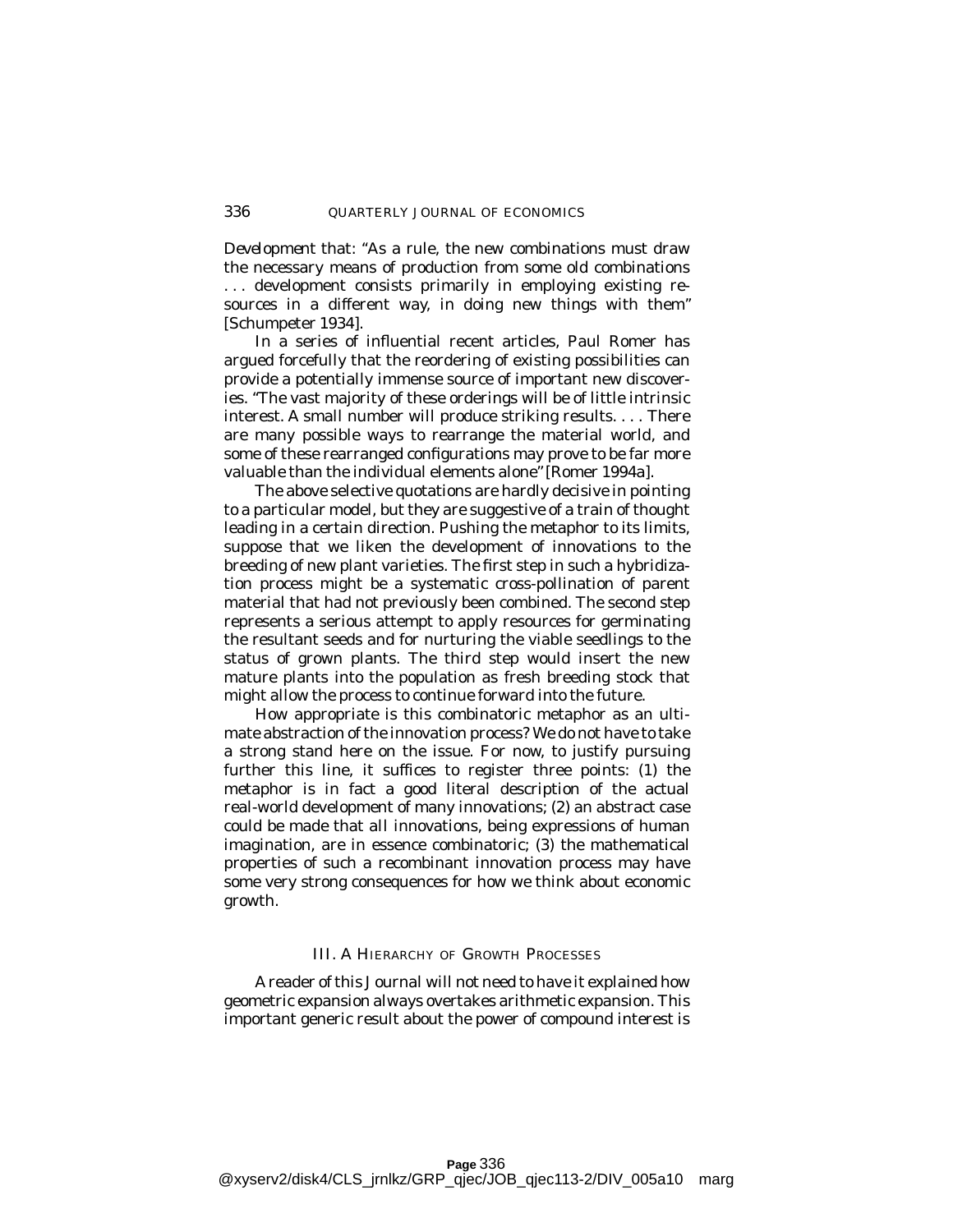*Development* that: "As a rule, the new combinations must draw the necessary means of production from some old combinations . . . development consists primarily in employing existing resources in a different way, in doing new things with them" [Schumpeter 1934].

In a series of influential recent articles, Paul Romer has argued forcefully that the reordering of existing possibilities can provide a potentially immense source of important new discoveries. "The vast majority of these orderings will be of little intrinsic interest. A small number will produce striking results. . . . There are many possible ways to rearrange the material world, and some of these rearranged configurations may prove to be far more valuable than the individual elements alone" [Romer 1994a].

The above selective quotations are hardly decisive in pointing to a particular model, but they are suggestive of a train of thought leading in a certain direction. Pushing the metaphor to its limits, suppose that we liken the development of innovations to the breeding of new plant varieties. The first step in such a hybridization process might be a systematic cross-pollination of parent material that had not previously been combined. The second step represents a serious attempt to apply resources for germinating the resultant seeds and for nurturing the viable seedlings to the status of grown plants. The third step would insert the new mature plants into the population as fresh breeding stock that might allow the process to continue forward into the future.

How appropriate is this combinatoric metaphor as an ultimate abstraction of the innovation process? We do not have to take a strong stand here on the issue. For now, to justify pursuing further this line, it suffices to register three points: (1) the metaphor is in fact a good literal description of the actual real-world development of many innovations; (2) an abstract case could be made that *all* innovations, being expressions of human imagination, are in essence combinatoric; (3) the mathematical properties of such a recombinant innovation process may have some very strong consequences for how we think about economic growth.

## III. A Hierarchy of Growth Processes

A reader of this *Journal* will not need to have it explained how geometric expansion always overtakes arithmetic expansion. This important generic result about the power of compound interest is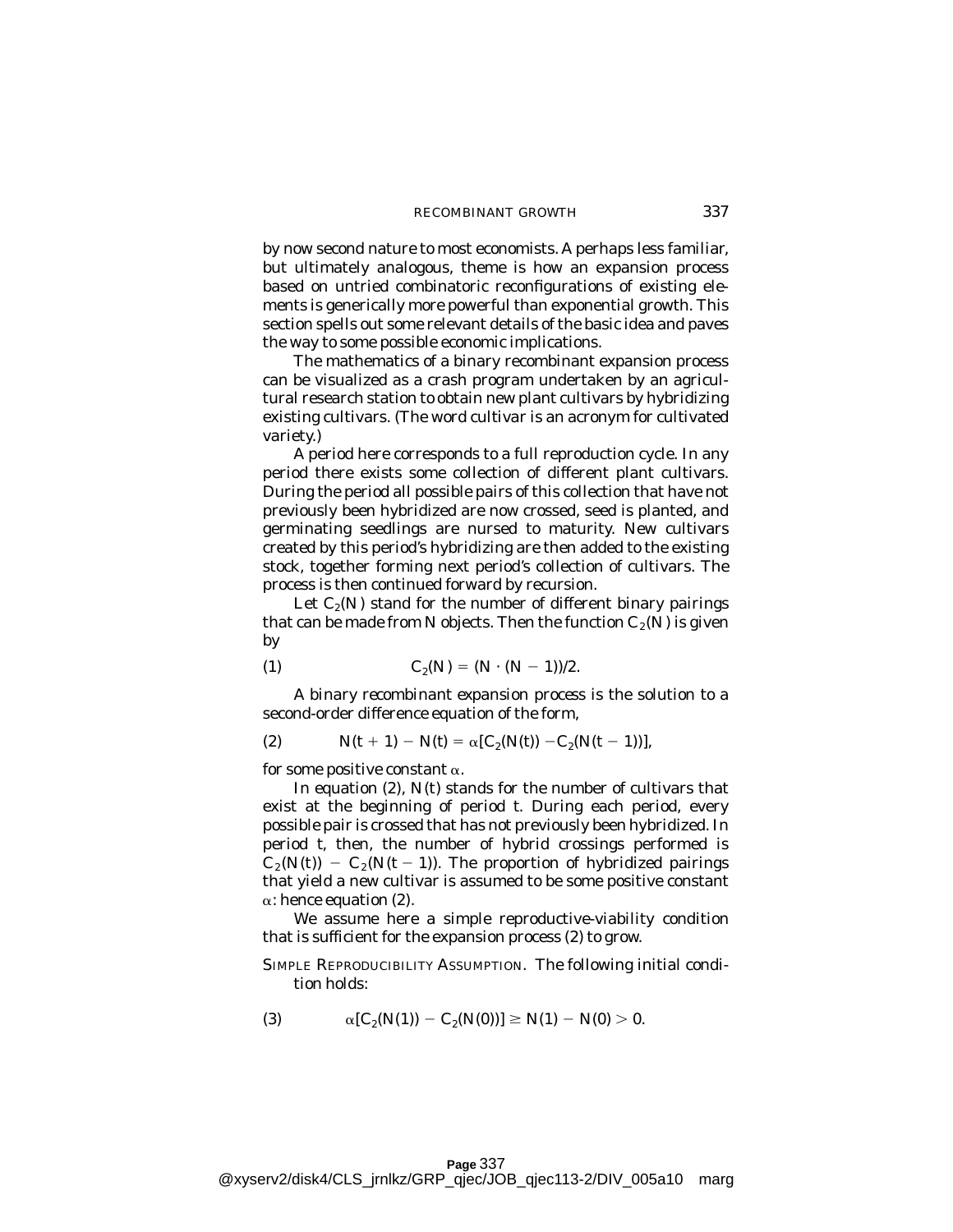by now second nature to most economists. A perhaps less familiar, but ultimately analogous, theme is how an expansion process based on untried combinatoric reconfigurations of existing elements is generically more powerful than exponential growth. This section spells out some relevant details of the basic idea and paves the way to some possible economic implications.

The mathematics of a binary recombinant expansion process can be visualized as a crash program undertaken by an agricultural research station to obtain new plant cultivars by hybridizing existing cultivars. (The word cultivar is an acronym for cultivated variety.)

A period here corresponds to a full reproduction cycle. In any period there exists some collection of different plant cultivars. During the period all possible pairs of this collection that have not previously been hybridized are now crossed, seed is planted, and germinating seedlings are nursed to maturity. New cultivars created by this period's hybridizing are then added to the existing stock, together forming next period's collection of cultivars. The process is then continued forward by recursion.

Let $C_2(N)$ stand for the number of different binary pairings that can be made from $N$ objects. Then the function $C_2(N)$ is given by

$$C_2(N) = (N \cdot (N - 1))/2. \tag{1}$$

A *binary recombinant expansion process* is the solution to a second-order difference equation of the form,

$$N(t + 1) - N(t) = \alpha[C_2(N(t)) - C_2(N(t - 1))], \tag{2}$$

for some positive constant $\alpha$.

In equation (2), $N(t)$ stands for the number of cultivars that exist at the beginning of period $t$. During each period, every possible pair is crossed that has not previously been hybridized. In period $t$, then, the number of hybrid crossings performed is $C_2(N(t)) - C_2(N(t - 1))$. The proportion of hybridized pairings that yield a new cultivar is assumed to be some positive constant $\alpha$: hence equation (2).

We assume here a simple reproductive-viability condition that is sufficient for the expansion process (2) to grow.

SIMPLE REPRODUCIBILITY ASSUMPTION. *The following initial condition holds:*

$$\alpha[C_2(N(1)) - C_2(N(0))] \geq N(1) - N(0) > 0. \tag{3}$$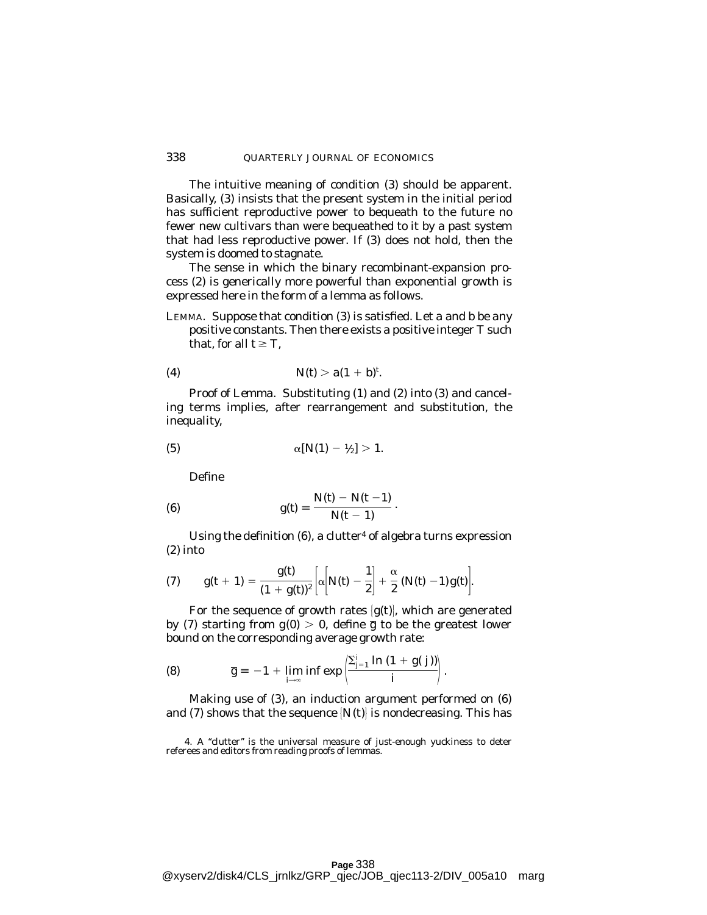The intuitive meaning of condition (3) should be apparent. Basically, (3) insists that the present system in the initial period has sufficient reproductive power to bequeath to the future no fewer new cultivars than were bequeathed to it by a past system that had less reproductive power. If (3) does not hold, then the system is doomed to stagnate.

The sense in which the binary recombinant-expansion process (2) is generically more powerful than exponential growth is expressed here in the form of a lemma as follows.

LEMMA. Suppose that condition (3) is satisfied. Let $a$ and $b$ be any positive constants. Then there exists a positive integer $T$ such that, for all $t \geq T$,

$$N(t) > a(1 + b)^t. \tag{4}$$

*Proof of Lemma.* Substituting (1) and (2) into (3) and canceling terms implies, after rearrangement and substitution, the inequality,

$$\alpha[N(1) - \tfrac{1}{2}] > 1. \tag{5}$$

Define

$$g(t) \equiv \frac{N(t) - N(t-1)}{N(t-1)}. \tag{6}$$

Using the definition (6), a clutter[4] of algebra turns expression (2) into

$$g(t+1) = \frac{g(t)}{(1+g(t))^2}\left[\alpha\left[N(t) - \frac{1}{2}\right] + \frac{\alpha}{2}\,(N(t)-1)g(t)\right]. \tag{7}$$

For the sequence of growth rates $\{g(t)\}$, which are generated by (7) starting from $g(0) > 0$, define $\bar{g}$ to be the greatest lower bound on the corresponding average growth rate:

$$\bar{g} \equiv -1 + \liminf_{i\to\infty} \exp\left(\frac{\sum_{j=1}^{i} \ln\,(1 + g(j))}{i}\right). \tag{8}$$

Making use of (3), an induction argument performed on (6) and (7) shows that the sequence $\{N(t)\}$ is nondecreasing. This has

4. A "clutter" is the universal measure of just-enough yuckiness to deter referees and editors from reading proofs of lemmas.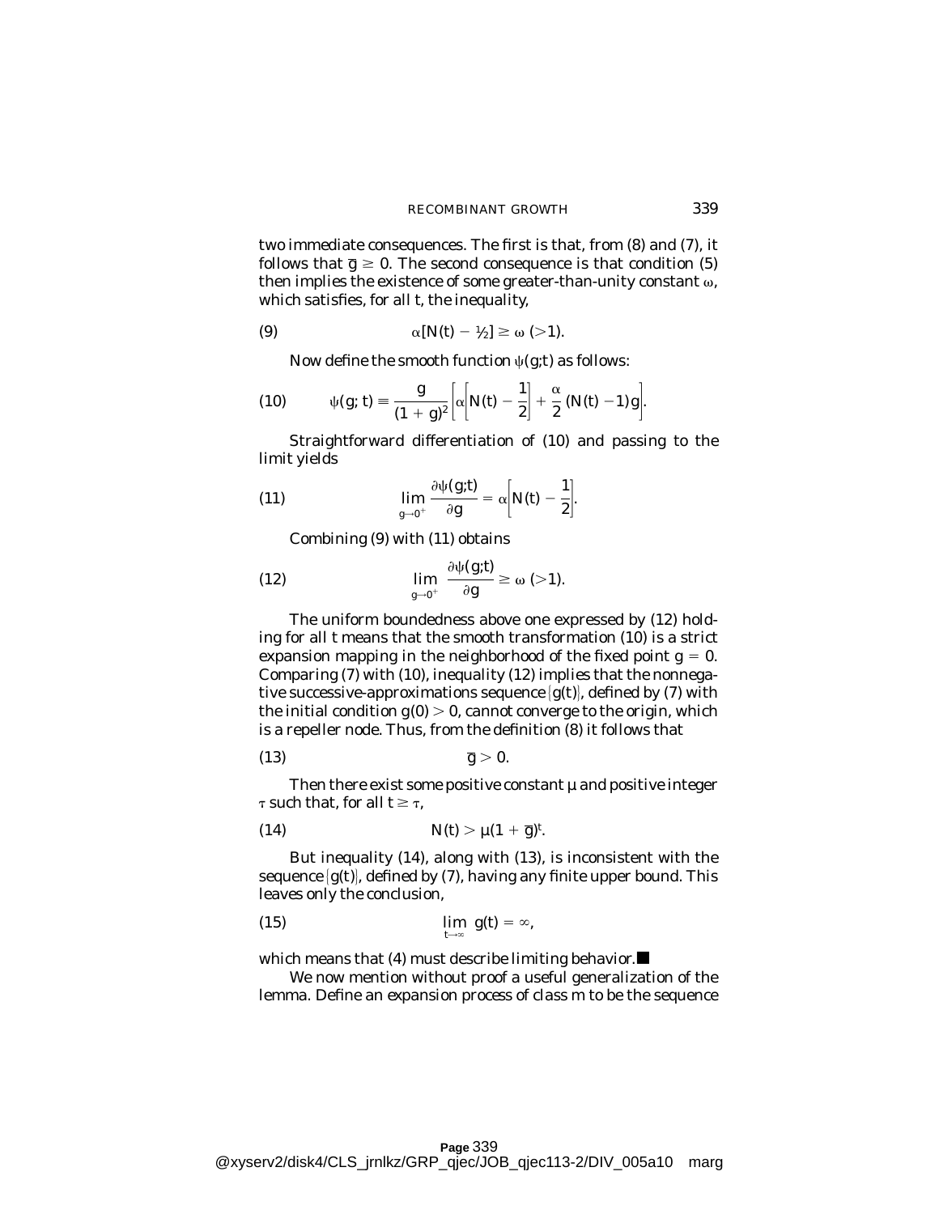two immediate consequences. The first is that, from (8) and (7), it follows that $\bar{g} \geq 0$. The second consequence is that condition (5) then implies the existence of some greater-than-unity constant $\omega$, which satisfies, for all $t$, the inequality,

$$\alpha[N(t) - \tfrac{1}{2}] \geq \omega \ (>1). \tag{9}$$

Now define the smooth function $\psi(g;t)$ as follows:

$$\psi(g;t) \equiv \frac{g}{(1+g)^2}\left[\alpha\left[N(t) - \frac{1}{2}\right] + \frac{\alpha}{2}\,(N(t) - 1)g\right]. \tag{10}$$

Straightforward differentiation of (10) and passing to the limit yields

$$\lim_{g \to 0^+} \frac{\partial \psi(g;t)}{\partial g} = \alpha\left[N(t) - \frac{1}{2}\right]. \tag{11}$$

Combining (9) with (11) obtains

$$\lim_{g \to 0^+} \frac{\partial \psi(g;t)}{\partial g} \geq \omega \ (>1). \tag{12}$$

The uniform boundedness above one expressed by (12) holding for all $t$ means that the smooth transformation (10) is a strict expansion mapping in the neighborhood of the fixed point $g = 0$. Comparing (7) with (10), inequality (12) implies that the nonnegative successive-approximations sequence $\{g(t)\}$, defined by (7) with the initial condition $g(0) > 0$, cannot converge to the origin, which is a repeller node. Thus, from the definition (8) it follows that

$$\bar{g} > 0. \tag{13}$$

Then there exist some positive constant $\mu$ and positive integer $\tau$ such that, for all $t \geq \tau$,

$$N(t) > \mu(1 + \bar{g})^t. \tag{14}$$

But inequality (14), along with (13), is inconsistent with the sequence $\{g(t)\}$, defined by (7), having any finite upper bound. This leaves only the conclusion,

$$\lim_{t \to \infty} g(t) = \infty, \tag{15}$$

which means that (4) must describe limiting behavior. ■

We now mention without proof a useful generalization of the lemma. Define an *expansion process of class m* to be the sequence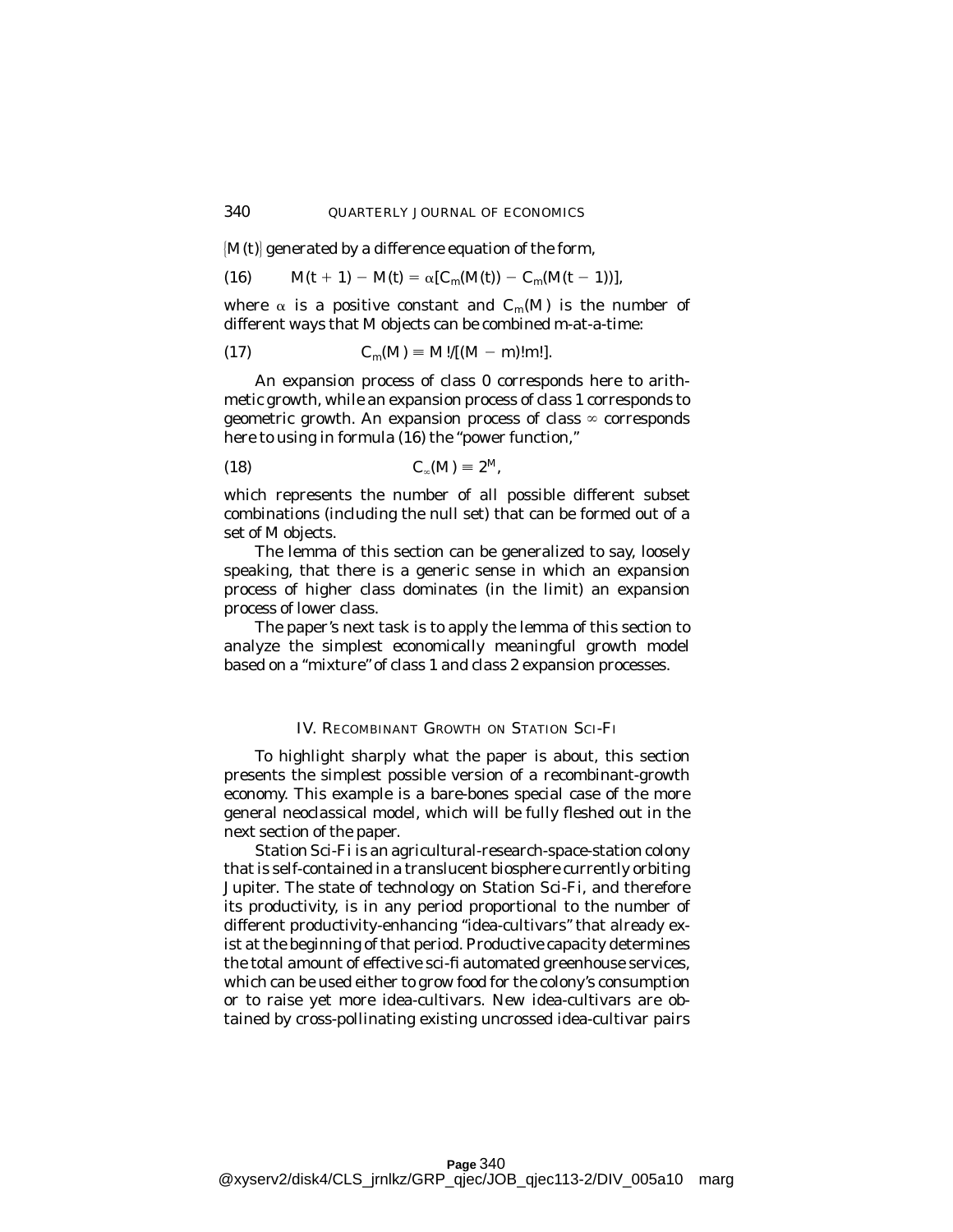$\{M(t)\}$ generated by a difference equation of the form,

$$M(t+1) - M(t) = \alpha[C_m(M(t)) - C_m(M(t-1))], \tag{16}$$

where $\alpha$ is a positive constant and $C_m(M)$ is the number of different ways that $M$ objects can be combined $m$-at-a-time:

$$C_m(M) \equiv M!/[(M-m)!m!]. \tag{17}$$

An expansion process of class 0 corresponds here to arithmetic growth, while an expansion process of class 1 corresponds to geometric growth. An expansion process of class $\infty$ corresponds here to using in formula (16) the "power function,"

$$C_\infty(M) \equiv 2^M, \tag{18}$$

which represents the number of all possible different subset combinations (including the null set) that can be formed out of a set of $M$ objects.

The lemma of this section can be generalized to say, loosely speaking, that there is a generic sense in which an expansion process of higher class dominates (in the limit) an expansion process of lower class.

The paper's next task is to apply the lemma of this section to analyze the simplest economically meaningful growth model based on a "mixture" of class 1 and class 2 expansion processes.

## IV. Recombinant Growth on Station Sci-Fi

To highlight sharply what the paper is about, this section presents the simplest possible version of a recombinant-growth economy. This example is a bare-bones special case of the more general neoclassical model, which will be fully fleshed out in the next section of the paper.

Station Sci-Fi is an agricultural-research-space-station colony that is self-contained in a translucent biosphere currently orbiting Jupiter. The state of technology on Station Sci-Fi, and therefore its productivity, is in any period proportional to the number of different productivity-enhancing "idea-cultivars" that already exist at the beginning of that period. Productive capacity determines the total amount of effective sci-fi automated greenhouse services, which can be used either to grow food for the colony's consumption or to raise yet more idea-cultivars. New idea-cultivars are obtained by cross-pollinating existing uncrossed idea-cultivar pairs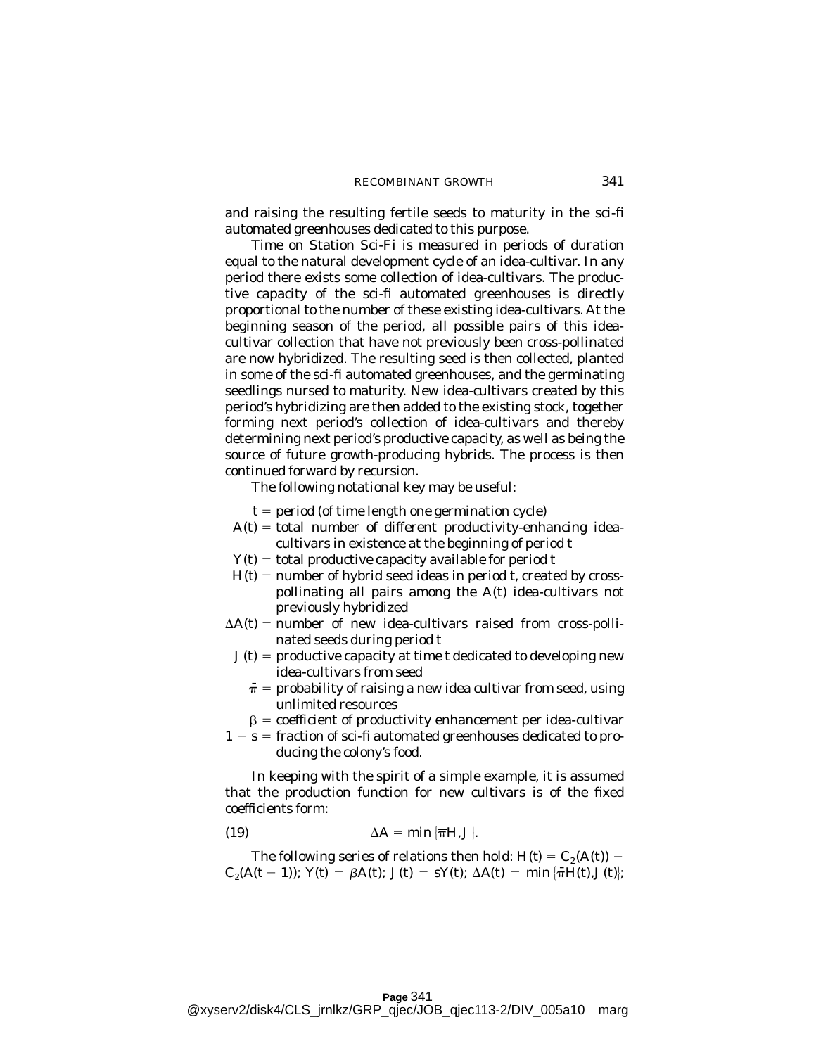and raising the resulting fertile seeds to maturity in the sci-fi automated greenhouses dedicated to this purpose.

Time on Station Sci-Fi is measured in periods of duration equal to the natural development cycle of an idea-cultivar. In any period there exists some collection of idea-cultivars. The productive capacity of the sci-fi automated greenhouses is directly proportional to the number of these existing idea-cultivars. At the beginning season of the period, all possible pairs of this idea-cultivar collection that have not previously been cross-pollinated are now hybridized. The resulting seed is then collected, planted in some of the sci-fi automated greenhouses, and the germinating seedlings nursed to maturity. New idea-cultivars created by this period's hybridizing are then added to the existing stock, together forming next period's collection of idea-cultivars and thereby determining next period's productive capacity, as well as being the source of future growth-producing hybrids. The process is then continued forward by recursion.

The following notational key may be useful:

- $t$ = period (of time length one germination cycle)
- $A(t)$ = total number of different productivity-enhancing idea-cultivars in existence at the beginning of period $t$
- $Y(t)$ = total productive capacity available for period $t$
- $H(t)$ = number of hybrid seed ideas in period $t$, created by cross-pollinating all pairs among the $A(t)$ idea-cultivars not previously hybridized
- $\Delta A(t)$ = number of new idea-cultivars raised from cross-pollinated seeds during period $t$
- $J(t)$ = productive capacity at time $t$ dedicated to developing new idea-cultivars from seed
- $\bar{\pi}$ = probability of raising a new idea cultivar from seed, using unlimited resources
- $\beta$ = coefficient of productivity enhancement per idea-cultivar
- $1 - s$ = fraction of sci-fi automated greenhouses dedicated to producing the colony's food.

In keeping with the spirit of a simple example, it is assumed that the production function for new cultivars is of the fixed coefficients form:

$$\Delta A = \min \{\bar{\pi} H, J\}. \tag{19}$$

The following series of relations then hold: $H(t) = C_2(A(t)) - C_2(A(t-1))$; $Y(t) = \beta A(t)$; $J(t) = sY(t)$; $\Delta A(t) = \min \{\bar{\pi} H(t), J(t)\}$;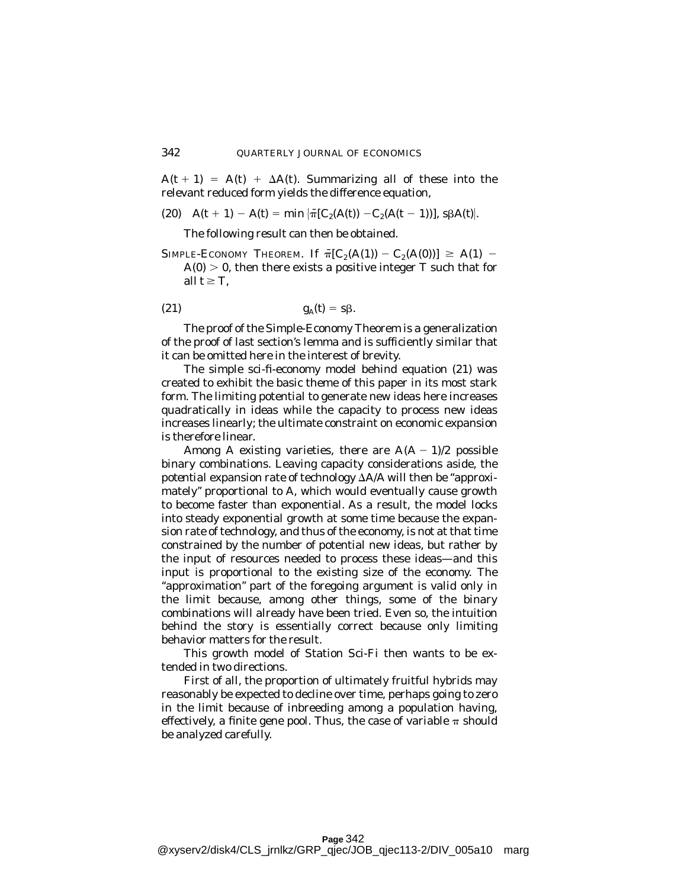$A(t+1) = A(t) + \Delta A(t)$. Summarizing all of these into the relevant reduced form yields the difference equation,

$$(20) \quad A(t+1) - A(t) = \min\{\bar{\pi}[C_2(A(t)) - C_2(A(t-1))],\ s\beta A(t)\}.$$

The following result can then be obtained.

SIMPLE-ECONOMY THEOREM. *If $\bar{\pi}[C_2(A(1)) - C_2(A(0))] \geq A(1) - A(0) > 0$, then there exists a positive integer $T$ such that for all $t \geq T$,*

$$(21) \qquad g_A(t) = s\beta.$$

The proof of the Simple-Economy Theorem is a generalization of the proof of last section's lemma and is sufficiently similar that it can be omitted here in the interest of brevity.

The simple sci-fi-economy model behind equation (21) was created to exhibit the basic theme of this paper in its most stark form. The limiting potential to generate new ideas here increases quadratically in ideas while the capacity to process new ideas increases linearly; the ultimate constraint on economic expansion is therefore linear.

Among $A$ existing varieties, there are $A(A-1)/2$ possible binary combinations. Leaving capacity considerations aside, the potential expansion rate of technology $\Delta A/A$ will then be "approximately" proportional to $A$, which would eventually cause growth to become faster than exponential. As a result, the model locks into steady exponential growth at some time because the expansion rate of technology, and thus of the economy, is not at that time constrained by the number of potential new ideas, but rather by the input of resources needed to process these ideas—and this input is proportional to the existing size of the economy. The "approximation" part of the foregoing argument is valid only in the limit because, among other things, some of the binary combinations will already have been tried. Even so, the intuition behind the story is essentially correct because only limiting behavior matters for the result.

This growth model of Station Sci-Fi then wants to be extended in two directions.

First of all, the proportion of ultimately fruitful hybrids may reasonably be expected to decline over time, perhaps going to zero in the limit because of inbreeding among a population having, effectively, a finite gene pool. Thus, the case of variable $\pi$ should be analyzed carefully.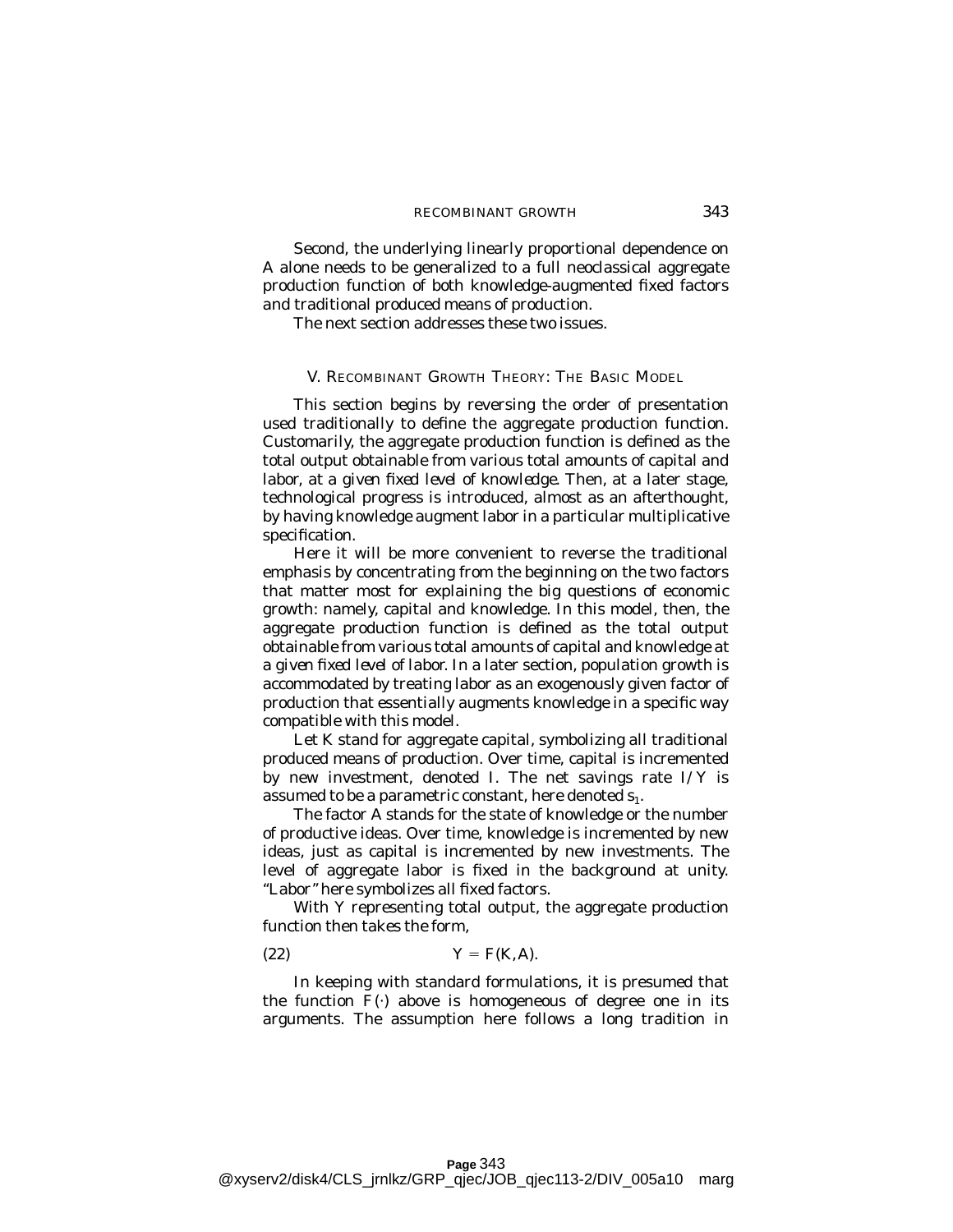Second, the underlying linearly proportional dependence on $A$ alone needs to be generalized to a full neoclassical aggregate production function of both knowledge-augmented fixed factors and traditional produced means of production.

The next section addresses these two issues.

## V. Recombinant Growth Theory: The Basic Model

This section begins by reversing the order of presentation used traditionally to define the aggregate production function. Customarily, the aggregate production function is defined as the total output obtainable from various total amounts of capital and labor, *at a given fixed level of knowledge*. Then, at a later stage, technological progress is introduced, almost as an afterthought, by having knowledge augment labor in a particular multiplicative specification.

Here it will be more convenient to reverse the traditional emphasis by concentrating from the beginning on the two factors that matter most for explaining the big questions of economic growth: namely, capital and knowledge. In this model, then, the aggregate production function is defined as the total output obtainable from various total amounts of capital and knowledge *at a given fixed level of labor*. In a later section, population growth is accommodated by treating labor as an exogenously given factor of production that essentially augments knowledge in a specific way compatible with this model.

Let $K$ stand for aggregate capital, symbolizing all traditional produced means of production. Over time, capital is incremented by new investment, denoted $I$. The net savings rate $I/Y$ is assumed to be a parametric constant, here denoted $s_1$.

The factor $A$ stands for the state of knowledge or the number of productive ideas. Over time, knowledge is incremented by new ideas, just as capital is incremented by new investments. The level of aggregate labor is fixed in the background at unity. "Labor" here symbolizes all fixed factors.

With $Y$ representing total output, the aggregate production function then takes the form,

$$Y = F(K,A). \tag{22}$$

In keeping with standard formulations, it is presumed that the function $F(\cdot)$ above is homogeneous of degree one in its arguments. The assumption here follows a long tradition in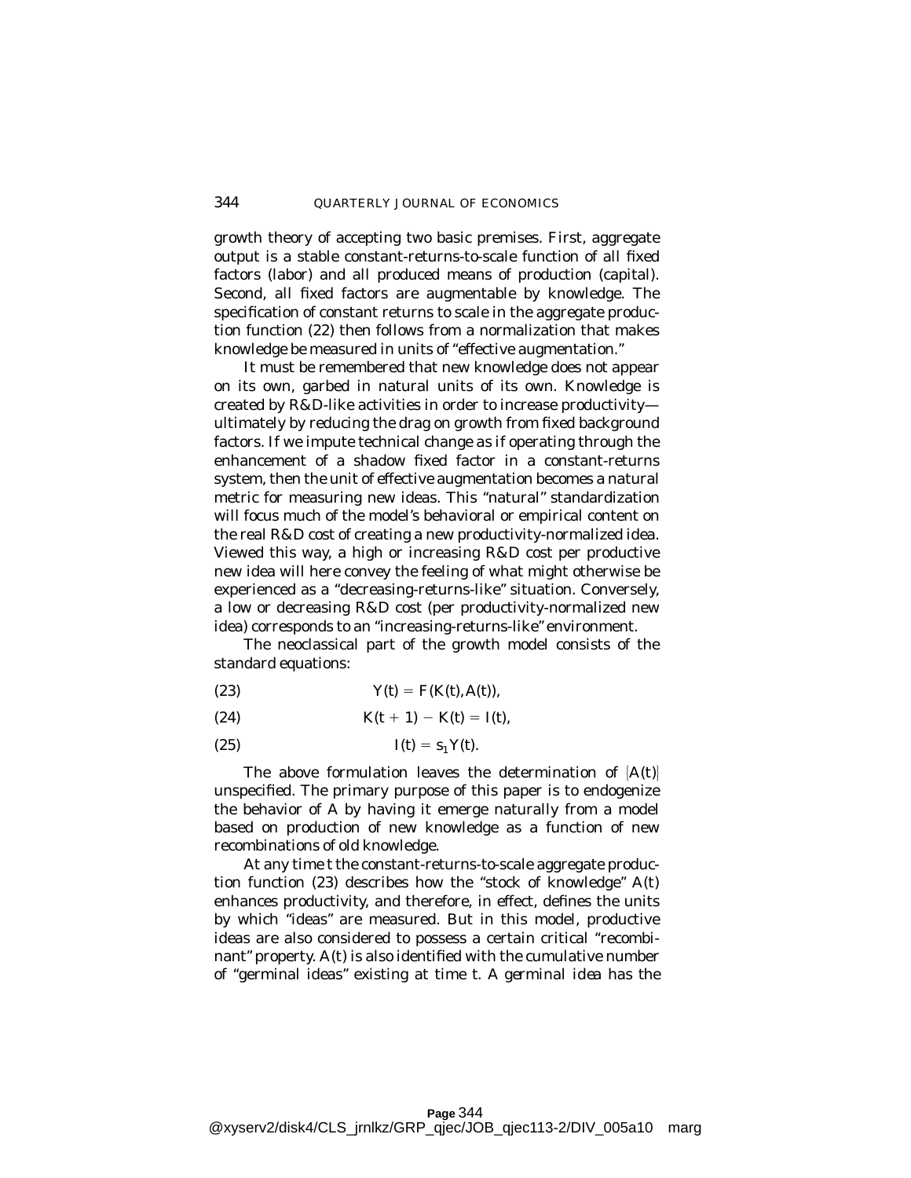growth theory of accepting two basic premises. First, aggregate output is a stable constant-returns-to-scale function of all fixed factors (labor) and all produced means of production (capital). Second, all fixed factors are augmentable by knowledge. The specification of constant returns to scale in the aggregate production function (22) then follows from a normalization that makes knowledge be measured in units of "effective augmentation."

It must be remembered that new knowledge does not appear on its own, garbed in natural units of its own. Knowledge is created by R&D-like activities in order to increase productivity—ultimately by reducing the drag on growth from fixed background factors. If we impute technical change as if operating through the enhancement of a shadow fixed factor in a constant-returns system, then the unit of effective augmentation becomes a natural metric for measuring new ideas. This "natural" standardization will focus much of the model's behavioral or empirical content on the real R&D cost of creating a new productivity-normalized idea. Viewed this way, a high or increasing R&D cost per productive new idea will here convey the feeling of what might otherwise be experienced as a "decreasing-returns-like" situation. Conversely, a low or decreasing R&D cost (per productivity-normalized new idea) corresponds to an "increasing-returns-like" environment.

The neoclassical part of the growth model consists of the standard equations:

$$Y(t) = F(K(t), A(t)), \tag{23}$$

$$K(t+1) - K(t) = I(t), \tag{24}$$

$$I(t) = s_1 Y(t). \tag{25}$$

The above formulation leaves the determination of $\{A(t)\}$ unspecified. The primary purpose of this paper is to endogenize the behavior of $A$ by having it emerge naturally from a model based on production of new knowledge as a function of new recombinations of old knowledge.

At any time $t$ the constant-returns-to-scale aggregate production function (23) describes how the "stock of knowledge" $A(t)$ enhances productivity, and therefore, in effect, defines the units by which "ideas" are measured. But in this model, productive ideas are also considered to possess a certain critical "recombinant" property. $A(t)$ is also identified with the cumulative number of "germinal ideas" existing at time $t$. A *germinal idea* has the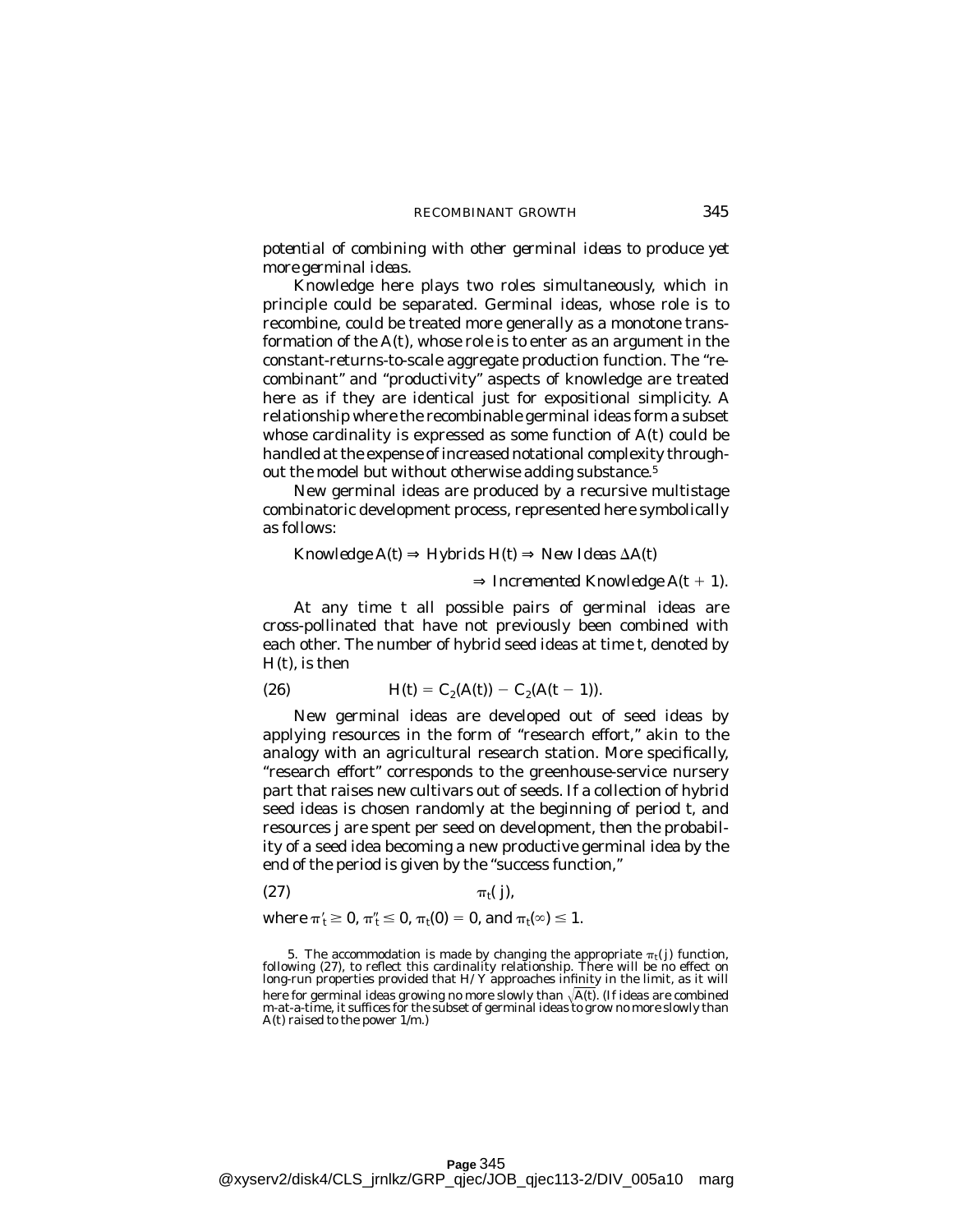*potential of combining with other germinal ideas to produce yet more germinal ideas.*

Knowledge here plays two roles simultaneously, which in principle could be separated. Germinal ideas, whose role is to recombine, could be treated more generally as a monotone transformation of the $A(t)$, whose role is to enter as an argument in the constant-returns-to-scale aggregate production function. The "recombinant" and "productivity" aspects of knowledge are treated here as if they are identical just for expositional simplicity. A relationship where the recombinable germinal ideas form a subset whose cardinality is expressed as some function of $A(t)$ could be handled at the expense of increased notational complexity throughout the model but without otherwise adding substance.[5]

New germinal ideas are produced by a recursive multistage combinatoric development process, represented here symbolically as follows:

$$\textit{Knowledge } A(t) \Rightarrow \textit{Hybrids } H(t) \Rightarrow \textit{New Ideas } \Delta A(t)$$

$$\Rightarrow \textit{Incremented Knowledge } A(t+1).$$

At any time $t$ all possible pairs of germinal ideas are cross-pollinated that have not previously been combined with each other. The number of hybrid seed ideas at time $t$, denoted by $H(t)$, is then

$$H(t) = C_2(A(t)) - C_2(A(t-1)). \tag{26}$$

New germinal ideas are developed out of seed ideas by applying resources in the form of "research effort," akin to the analogy with an agricultural research station. More specifically, "research effort" corresponds to the greenhouse-service nursery part that raises new cultivars out of seeds. If a collection of hybrid seed ideas is chosen randomly at the beginning of period $t$, and resources $j$ are spent per seed on development, then the probability of a seed idea becoming a new productive germinal idea by the end of the period is given by the "success function,"

$$\pi_t(j), \tag{27}$$

where $\pi_t' \geq 0$, $\pi_t'' \leq 0$, $\pi_t(0) = 0$, and $\pi_t(\infty) \leq 1$.

5. The accommodation is made by changing the appropriate $\pi_t(j)$ function, following (27), to reflect this cardinality relationship. There will be no effect on long-run properties provided that $H/Y$ approaches infinity in the limit, as it will here for germinal ideas growing no more slowly than $\sqrt{A(t)}$. (If ideas are combined $m$-at-a-time, it suffices for the subset of germinal ideas to grow no more slowly than $A(t)$ raised to the power $1/m$.)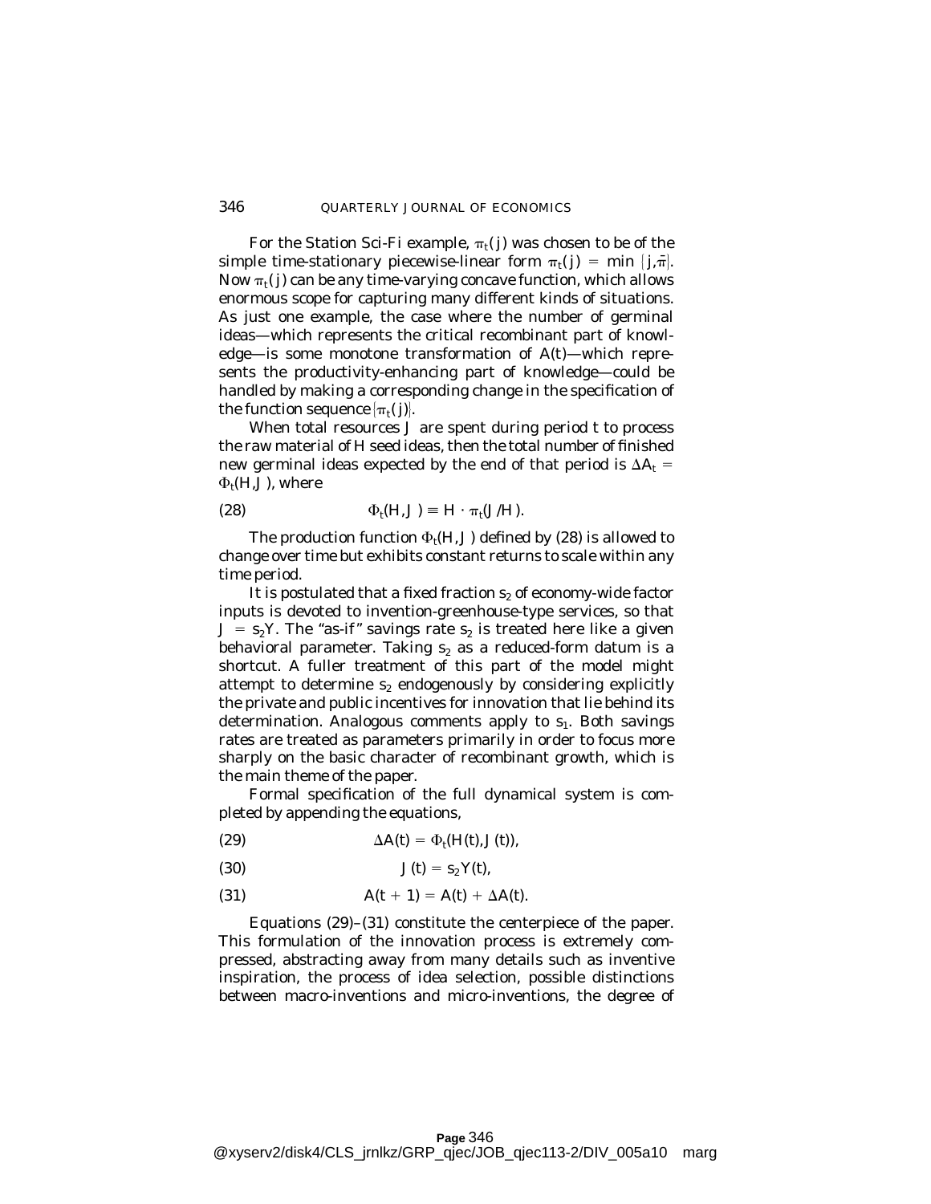For the Station Sci-Fi example, $\pi_t(j)$ was chosen to be of the simple time-stationary piecewise-linear form $\pi_t(j) = \min\{j,\bar{\pi}\}$. Now $\pi_t(j)$ can be any time-varying concave function, which allows enormous scope for capturing many different kinds of situations. As just one example, the case where the number of germinal ideas—which represents the critical recombinant part of knowledge—is some monotone transformation of $A(t)$—which represents the productivity-enhancing part of knowledge—could be handled by making a corresponding change in the specification of the function sequence $\{\pi_t(j)\}$.

When total resources $J$ are spent during period $t$ to process the raw material of $H$ seed ideas, then the total number of finished new germinal ideas expected by the end of that period is $\Delta A_t = \Phi_t(H,J)$, where

$$\Phi_t(H,J) \equiv H \cdot \pi_t(J/H). \tag{28}$$

The production function $\Phi_t(H,J)$ defined by (28) is allowed to change over time but exhibits constant returns to scale within any time period.

It is postulated that a fixed fraction $s_2$ of economy-wide factor inputs is devoted to invention-greenhouse-type services, so that $J = s_2Y$. The "as-if" savings rate $s_2$ is treated here like a given behavioral parameter. Taking $s_2$ as a reduced-form datum is a shortcut. A fuller treatment of this part of the model might attempt to determine $s_2$ endogenously by considering explicitly the private and public incentives for innovation that lie behind its determination. Analogous comments apply to $s_1$. Both savings rates are treated as parameters primarily in order to focus more sharply on the basic character of recombinant growth, which is the main theme of the paper.

Formal specification of the full dynamical system is completed by appending the equations,

$$\Delta A(t) = \Phi_t(H(t),J(t)), \tag{29}$$

$$J(t) = s_2Y(t), \tag{30}$$

$$A(t+1) = A(t) + \Delta A(t). \tag{31}$$

Equations (29)–(31) constitute the centerpiece of the paper. This formulation of the innovation process is extremely compressed, abstracting away from many details such as inventive inspiration, the process of idea selection, possible distinctions between macro-inventions and micro-inventions, the degree of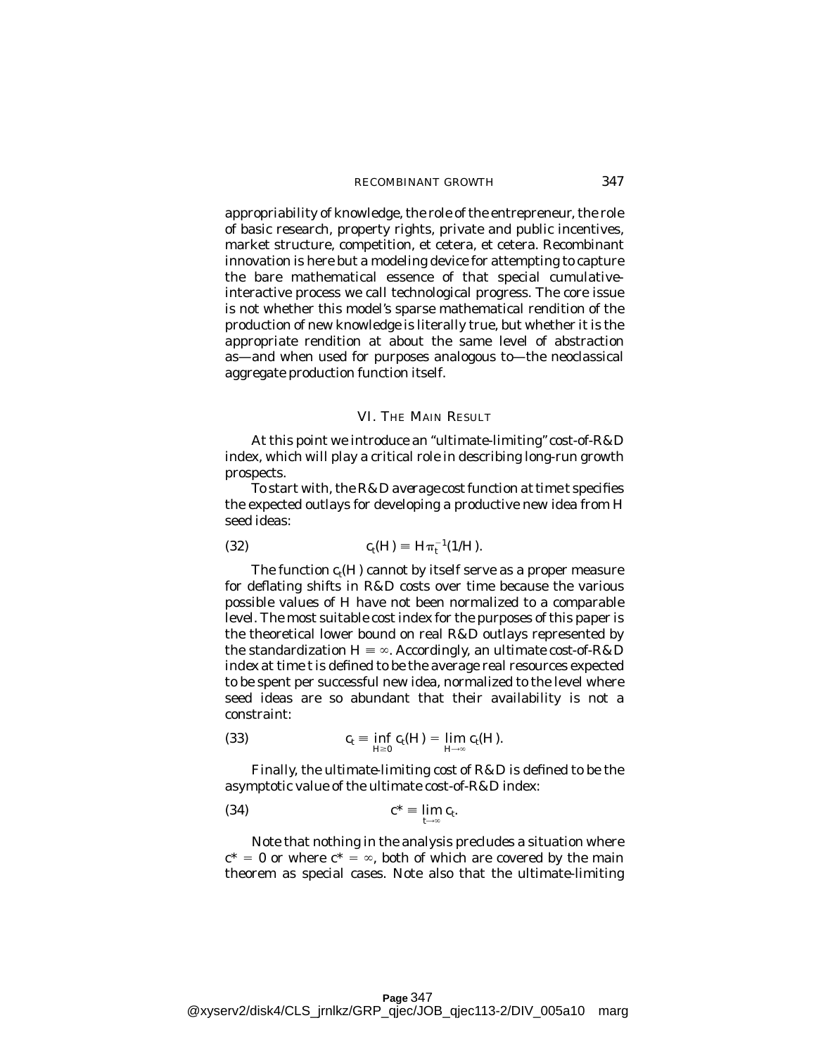appropriability of knowledge, the role of the entrepreneur, the role of basic research, property rights, private and public incentives, market structure, competition, et cetera, et cetera. Recombinant innovation is here but a modeling device for attempting to capture the bare mathematical essence of that special cumulative-interactive process we call technological progress. The core issue is not whether this model's sparse mathematical rendition of the production of new knowledge is literally true, but whether it is the appropriate rendition at about the same level of abstraction as—and when used for purposes analogous to—the neoclassical aggregate production function itself.

## VI. The Main Result

At this point we introduce an "ultimate-limiting" cost-of-R&D index, which will play a critical role in describing long-run growth prospects.

To start with, the *R&D average cost function* at time *t* specifies the expected outlays for developing a productive new idea from *H* seed ideas:

$$c_t(H) \equiv H\pi_t^{-1}(1/H). \tag{32}$$

The function $c_t(H)$ cannot by itself serve as a proper measure for deflating shifts in R&D costs over time because the various possible values of *H* have not been normalized to a comparable level. The most suitable cost index for the purposes of this paper is the theoretical lower bound on real R&D outlays represented by the standardization $H \equiv \infty$. Accordingly, an *ultimate cost-of-R&D index* at time *t* is defined to be the average real resources expected to be spent per successful new idea, normalized to the level where seed ideas are so abundant that their availability is not a constraint:

$$c_t \equiv \inf_{H \geq 0} c_t(H) = \lim_{H \to \infty} c_t(H). \tag{33}$$

Finally, the *ultimate-limiting cost of R&D* is defined to be the asymptotic value of the ultimate cost-of-R&D index:

$$c^* \equiv \lim_{t \to \infty} c_t. \tag{34}$$

Note that nothing in the analysis precludes a situation where $c^* = 0$ or where $c^* = \infty$, both of which are covered by the main theorem as special cases. Note also that the ultimate-limiting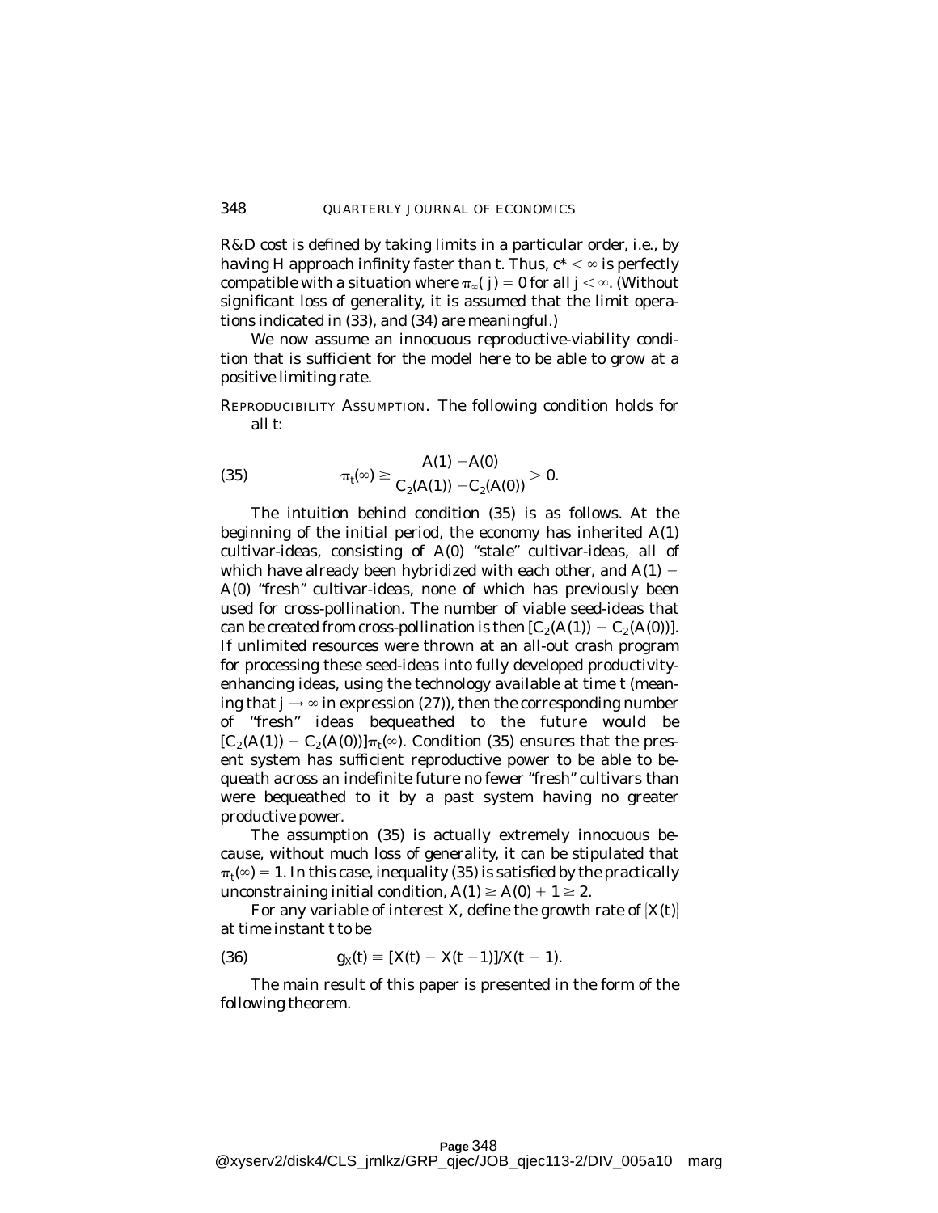R&D cost is defined by taking limits in a particular order, i.e., by having $H$ approach infinity faster than $t$. Thus, $c^* < \infty$ is perfectly compatible with a situation where $\pi_\infty(j) = 0$ for all $j < \infty$. (Without significant loss of generality, it is assumed that the limit operations indicated in (33), and (34) are meaningful.)

We now assume an innocuous reproductive-viability condition that is sufficient for the model here to be able to grow at a positive limiting rate.

REPRODUCIBILITY ASSUMPTION. The following condition holds for all $t$:

$$\pi_t(\infty) \geq \frac{A(1) - A(0)}{C_2(A(1)) - C_2(A(0))} > 0. \tag{35}$$

The intuition behind condition (35) is as follows. At the beginning of the initial period, the economy has inherited $A(1)$ cultivar-ideas, consisting of $A(0)$ "stale" cultivar-ideas, all of which have already been hybridized with each other, and $A(1) - A(0)$ "fresh" cultivar-ideas, none of which has previously been used for cross-pollination. The number of viable seed-ideas that can be created from cross-pollination is then $[C_2(A(1)) - C_2(A(0))]$. If unlimited resources were thrown at an all-out crash program for processing these seed-ideas into fully developed productivity-enhancing ideas, using the technology available at time $t$ (meaning that $j \rightarrow \infty$ in expression (27)), then the corresponding number of "fresh" ideas bequeathed to the future would be $[C_2(A(1)) - C_2(A(0))]\pi_t(\infty)$. Condition (35) ensures that the present system has sufficient reproductive power to be able to bequeath across an indefinite future no fewer "fresh" cultivars than were bequeathed to it by a past system having no greater productive power.

The assumption (35) is actually extremely innocuous because, without much loss of generality, it can be stipulated that $\pi_t(\infty) = 1$. In this case, inequality (35) is satisfied by the practically unconstraining initial condition, $A(1) \geq A(0) + 1 \geq 2$.

For any variable of interest $X$, define the growth rate of $\{X(t)\}$ at time instant $t$ to be

$$g_X(t) \equiv [X(t) - X(t-1)]/X(t-1). \tag{36}$$

The main result of this paper is presented in the form of the following theorem.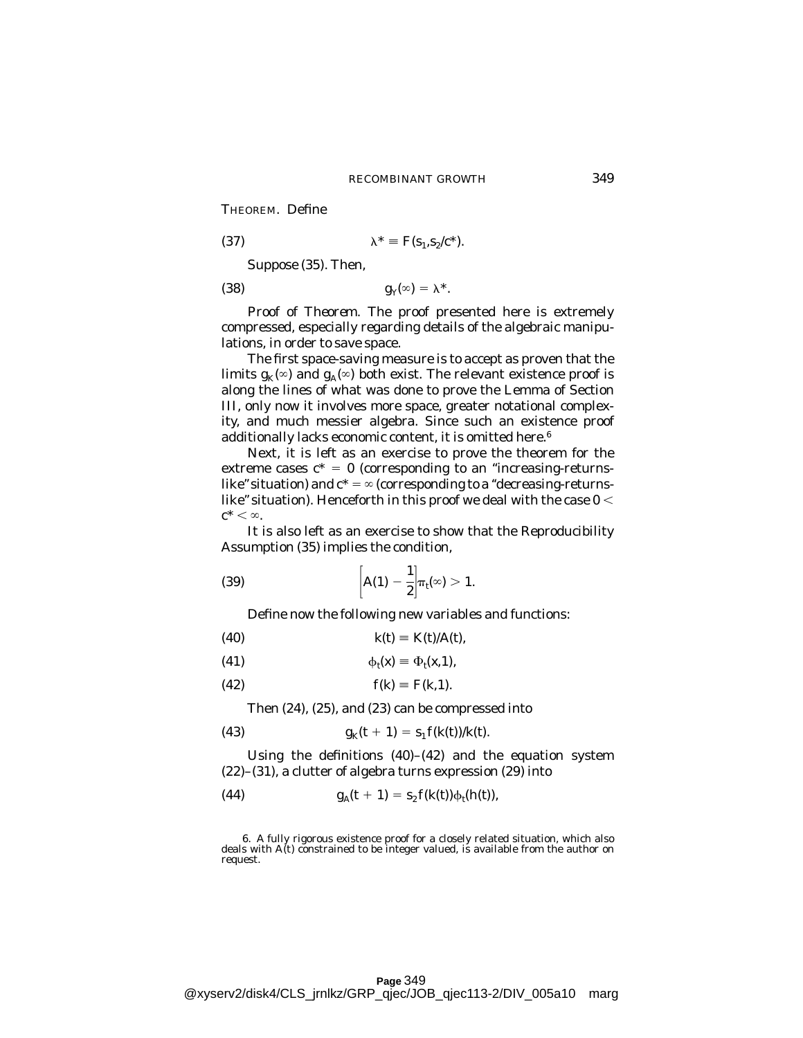THEOREM. Define

$$\lambda^* \equiv F(s_1, s_2/c^*). \tag{37}$$

Suppose (35). Then,

$$g_Y(\infty) = \lambda^*. \tag{38}$$

*Proof of Theorem.* The proof presented here is extremely compressed, especially regarding details of the algebraic manipulations, in order to save space.

The first space-saving measure is to accept as proven that the limits $g_K(\infty)$ and $g_A(\infty)$ both exist. The relevant existence proof is along the lines of what was done to prove the Lemma of Section III, only now it involves more space, greater notational complexity, and much messier algebra. Since such an existence proof additionally lacks economic content, it is omitted here.[6]

Next, it is left as an exercise to prove the theorem for the extreme cases $c^* = 0$ (corresponding to an "increasing-returns-like" situation) and $c^* = \infty$ (corresponding to a "decreasing-returns-like" situation). Henceforth in this proof we deal with the case $0 < c^* < \infty$.

It is also left as an exercise to show that the Reproducibility Assumption (35) implies the condition,

$$\left[A(1) - \frac{1}{2}\right]\pi_t(\infty) > 1. \tag{39}$$

Define now the following new variables and functions:

$$k(t) \equiv K(t)/A(t), \tag{40}$$

$$\phi_t(x) \equiv \Phi_t(x,1), \tag{41}$$

$$f(k) \equiv F(k,1). \tag{42}$$

Then (24), (25), and (23) can be compressed into

$$g_K(t+1) = s_1 f(k(t))/k(t). \tag{43}$$

Using the definitions (40)–(42) and the equation system (22)–(31), a clutter of algebra turns expression (29) into

$$g_A(t+1) = s_2 f(k(t))\phi_t(h(t)), \tag{44}$$

6. A fully rigorous existence proof for a closely related situation, which also deals with $A(t)$ constrained to be integer valued, is available from the author on request.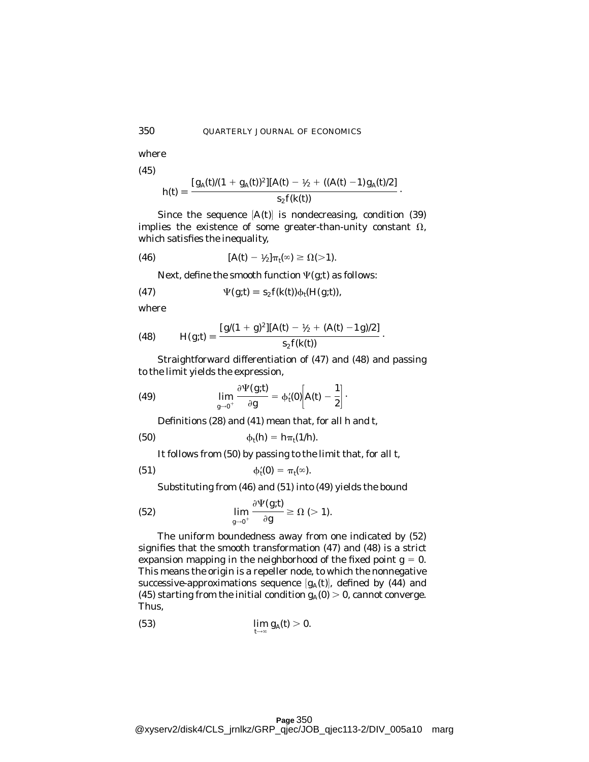where

(45)

$$h(t) \equiv \frac{[g_A(t)/(1 + g_A(t))^2][A(t) - ½ + ((A(t) - 1)g_A(t)/2]}{s_2 f(k(t))} \cdot$$

Since the sequence $\{A(t)\}$ is nondecreasing, condition (39) implies the existence of some greater-than-unity constant $\Omega$, which satisfies the inequality,

$$\text{(46)} \qquad [A(t) - ½]\pi_t(\infty) \geq \Omega(>1).$$

Next, define the smooth function $\Psi(g;t)$ as follows:

$$\text{(47)} \qquad \Psi(g;t) \equiv s_2 f(k(t))\phi_t(H(g;t)),$$

where

$$\text{(48)} \qquad H(g;t) \equiv \frac{[g/(1 + g)^2][A(t) - ½ + (A(t) - 1g)/2]}{s_2 f(k(t))} \cdot$$

Straightforward differentiation of (47) and (48) and passing to the limit yields the expression,

$$\text{(49)} \qquad \lim_{g \to 0^+} \frac{\partial \Psi(g;t)}{\partial g} = \phi_t'(0)\left[A(t) - \frac{1}{2}\right] \cdot$$

Definitions (28) and (41) mean that, for all h and t,

$$\text{(50)} \qquad \phi_t(h) = h\pi_t(1/h).$$

It follows from (50) by passing to the limit that, for all t,

$$\text{(51)} \qquad \phi_t'(0) = \pi_t(\infty).$$

Substituting from (46) and (51) into (49) yields the bound

$$\text{(52)} \qquad \lim_{g \to 0^+} \frac{\partial \Psi(g;t)}{\partial g} \geq \Omega \ (> 1).$$

The uniform boundedness away from one indicated by (52) signifies that the smooth transformation (47) and (48) is a strict expansion mapping in the neighborhood of the fixed point $g = 0$. This means the origin is a repeller node, to which the nonnegative successive-approximations sequence $\{g_A(t)\}$, defined by (44) and (45) starting from the initial condition $g_A(0) > 0$, cannot converge. Thus,

$$\text{(53)} \qquad \lim_{t \to \infty} g_A(t) > 0.$$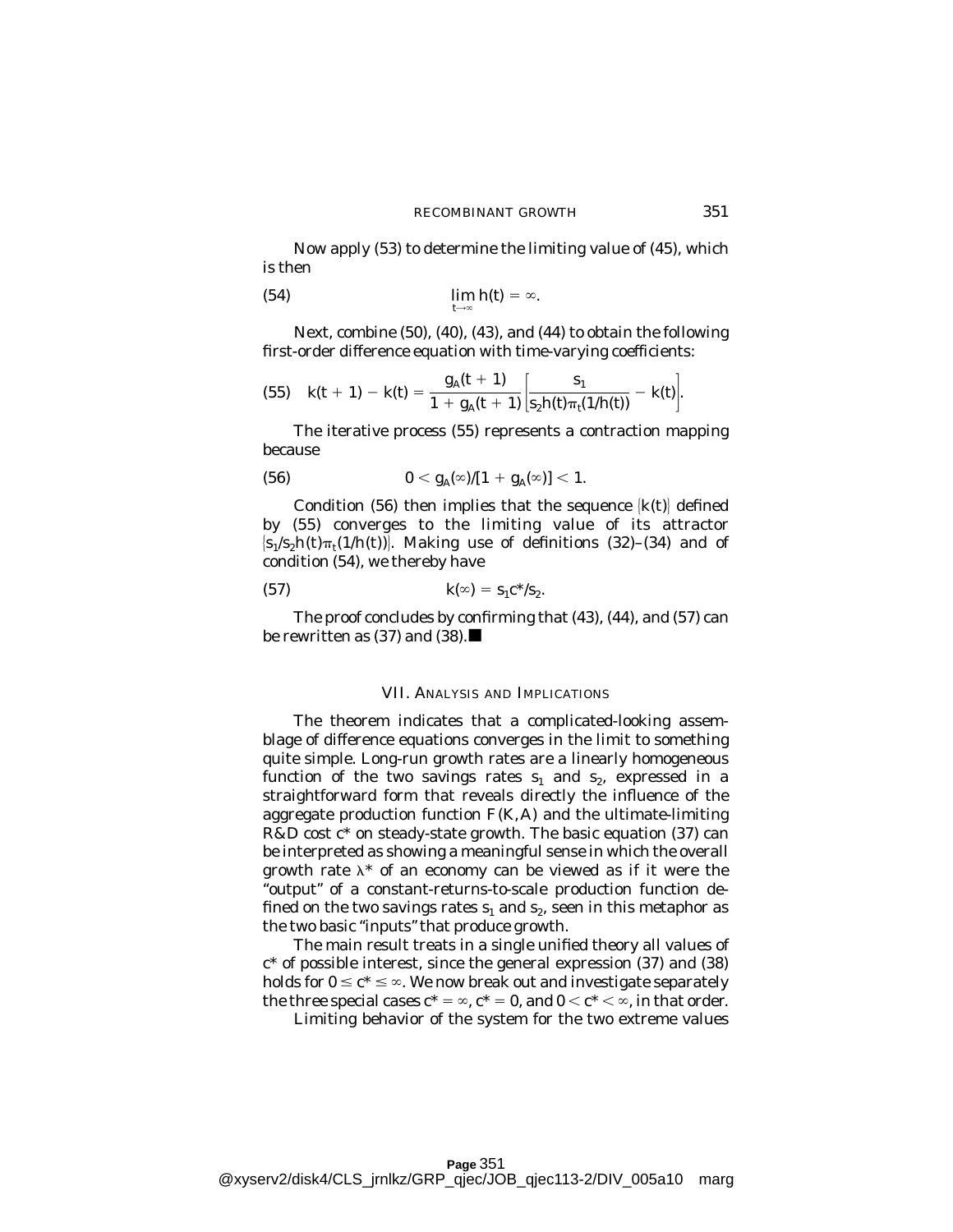Now apply (53) to determine the limiting value of (45), which is then

$$\lim_{t\to\infty} h(t) = \infty. \tag{54}$$

Next, combine (50), (40), (43), and (44) to obtain the following first-order difference equation with time-varying coefficients:

$$k(t+1) - k(t) = \frac{g_A(t+1)}{1+g_A(t+1)}\left[\frac{s_1}{s_2 h(t)\pi_t(1/h(t))} - k(t)\right]. \tag{55}$$

The iterative process (55) represents a contraction mapping because

$$0 < g_A(\infty)/[1 + g_A(\infty)] < 1. \tag{56}$$

Condition (56) then implies that the sequence $\{k(t)\}$ defined by (55) converges to the limiting value of its attractor $\{s_1/s_2 h(t)\pi_t(1/h(t))\}$. Making use of definitions (32)–(34) and of condition (54), we thereby have

$$k(\infty) = s_1 c^*/s_2. \tag{57}$$

The proof concludes by confirming that (43), (44), and (57) can be rewritten as (37) and (38).■

## VII. Analysis and Implications

The theorem indicates that a complicated-looking assemblage of difference equations converges in the limit to something quite simple. Long-run growth rates are a linearly homogeneous function of the two savings rates $s_1$ and $s_2$, expressed in a straightforward form that reveals directly the influence of the aggregate production function $F(K,A)$ and the ultimate-limiting R&D cost $c^*$ on steady-state growth. The basic equation (37) can be interpreted as showing a meaningful sense in which the overall growth rate $\lambda^*$ of an economy can be viewed as if it were the "output" of a constant-returns-to-scale production function defined on the two savings rates $s_1$ and $s_2$, seen in this metaphor as the two basic "inputs" that produce growth.

The main result treats in a single unified theory all values of $c^*$ of possible interest, since the general expression (37) and (38) holds for $0 \leq c^* \leq \infty$. We now break out and investigate separately the three special cases $c^* = \infty$, $c^* = 0$, and $0 < c^* < \infty$, in that order.

Limiting behavior of the system for the two extreme values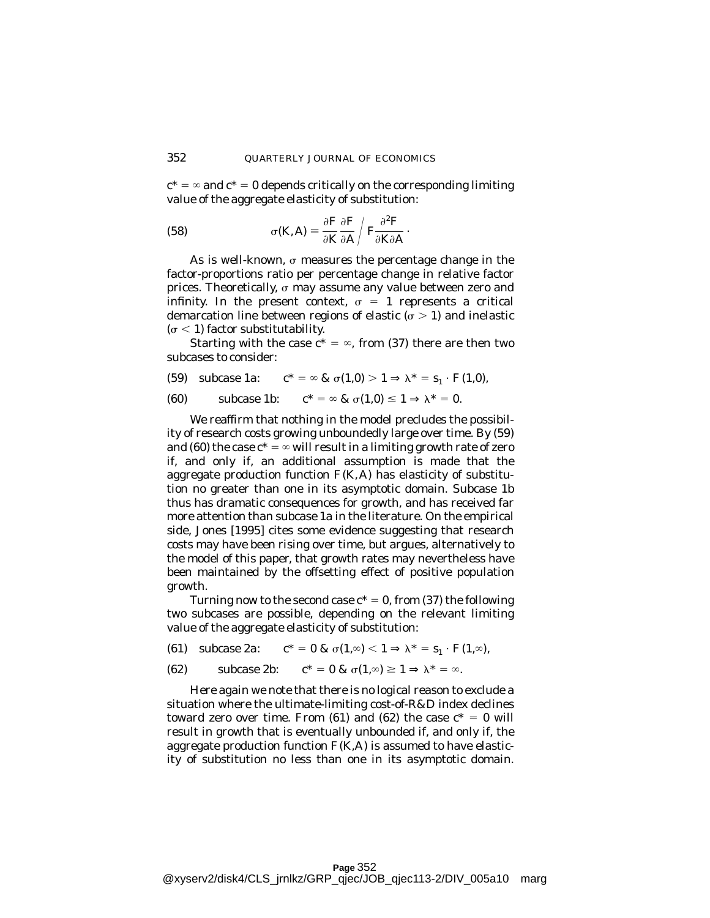$c^* = \infty$ and $c^* = 0$ depends critically on the corresponding limiting value of the aggregate elasticity of substitution:

$$\sigma(K,A) \equiv \frac{\partial F}{\partial K}\frac{\partial F}{\partial A} \bigg/ F\frac{\partial^2 F}{\partial K \partial A}. \tag{58}$$

As is well-known, $\sigma$ measures the percentage change in the factor-proportions ratio per percentage change in relative factor prices. Theoretically, $\sigma$ may assume any value between zero and infinity. In the present context, $\sigma = 1$ represents a critical demarcation line between regions of elastic ($\sigma > 1$) and inelastic ($\sigma < 1$) factor substitutability.

Starting with the case $c^* = \infty$, from (37) there are then two subcases to consider:

$$\text{(59)} \quad \text{subcase 1a:} \qquad c^* = \infty \ \& \ \sigma(1,0) > 1 \Rightarrow \lambda^* = s_1 \cdot F(1,0),$$

$$\text{(60)} \qquad \text{subcase 1b:} \qquad c^* = \infty \ \& \ \sigma(1,0) \leq 1 \Rightarrow \lambda^* = 0.$$

We reaffirm that nothing in the model precludes the possibility of research costs growing unboundedly large over time. By (59) and (60) the case $c^* = \infty$ will result in a limiting growth rate of zero if, and only if, an additional assumption is made that the aggregate production function $F(K,A)$ has elasticity of substitution no greater than one in its asymptotic domain. Subcase 1b thus has dramatic consequences for growth, and has received far more attention than subcase 1a in the literature. On the empirical side, Jones [1995] cites some evidence suggesting that research costs may have been rising over time, but argues, alternatively to the model of this paper, that growth rates may nevertheless have been maintained by the offsetting effect of positive population growth.

Turning now to the second case $c^* = 0$, from (37) the following two subcases are possible, depending on the relevant limiting value of the aggregate elasticity of substitution:

$$\text{(61)} \quad \text{subcase 2a:} \qquad c^* = 0 \ \& \ \sigma(1,\infty) < 1 \Rightarrow \lambda^* = s_1 \cdot F(1,\infty),$$

$$\text{(62)} \qquad \text{subcase 2b:} \qquad c^* = 0 \ \& \ \sigma(1,\infty) \geq 1 \Rightarrow \lambda^* = \infty.$$

Here again we note that there is no logical reason to exclude a situation where the ultimate-limiting cost-of-R&D index declines toward zero over time. From (61) and (62) the case $c^* = 0$ will result in growth that is eventually unbounded if, and only if, the aggregate production function $F(K,A)$ is assumed to have elasticity of substitution no less than one in its asymptotic domain.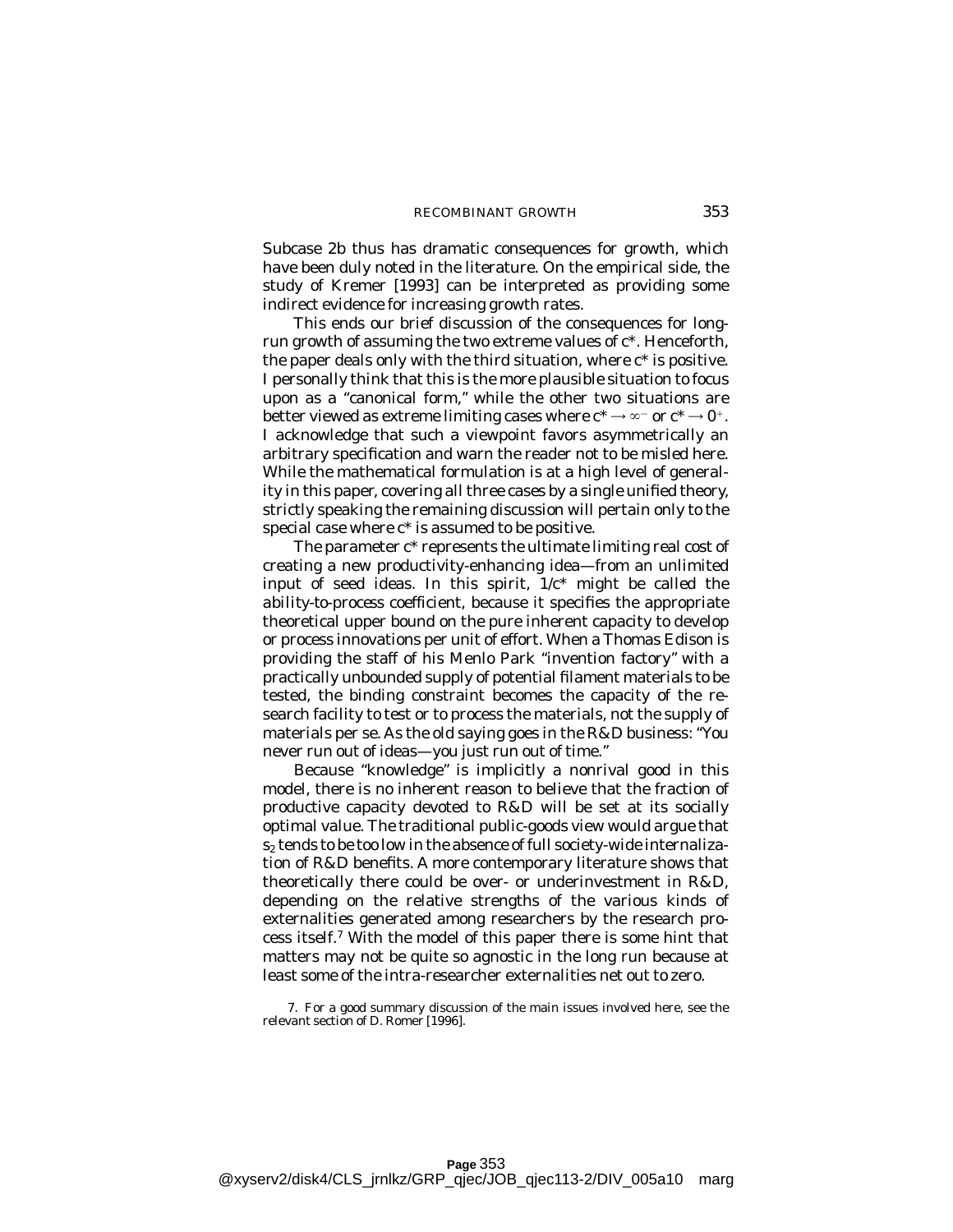Subcase 2b thus has dramatic consequences for growth, which have been duly noted in the literature. On the empirical side, the study of Kremer [1993] can be interpreted as providing some indirect evidence for increasing growth rates.

This ends our brief discussion of the consequences for long-run growth of assuming the two extreme values of $c^*$. Henceforth, the paper deals only with the third situation, where $c^*$ is positive. I personally think that this is the more plausible situation to focus upon as a "canonical form," while the other two situations are better viewed as extreme limiting cases where $c^* \rightarrow \infty^-$ or $c^* \rightarrow 0^+$. I acknowledge that such a viewpoint favors asymmetrically an arbitrary specification and warn the reader not to be misled here. While the mathematical formulation is at a high level of generality in this paper, covering all three cases by a single unified theory, strictly speaking the remaining discussion will pertain only to the special case where $c^*$ is assumed to be positive.

The parameter $c^*$ represents the ultimate limiting real cost of creating a new productivity-enhancing idea—from an unlimited input of seed ideas. In this spirit, $1/c^*$ might be called the *ability-to-process coefficient*, because it specifies the appropriate theoretical upper bound on the pure inherent capacity to develop or process innovations per unit of effort. When a Thomas Edison is providing the staff of his Menlo Park "invention factory" with a practically unbounded supply of potential filament materials to be tested, the binding constraint becomes the capacity of the research facility to test or to process the materials, not the supply of materials per se. As the old saying goes in the R&D business: "You never run out of ideas—you just run out of time."

Because "knowledge" is implicitly a nonrival good in this model, there is no inherent reason to believe that the fraction of productive capacity devoted to R&D will be set at its socially optimal value. The traditional public-goods view would argue that $s_2$ tends to be too low in the absence of full society-wide internalization of R&D benefits. A more contemporary literature shows that theoretically there could be over- or underinvestment in R&D, depending on the relative strengths of the various kinds of externalities generated among researchers by the research process itself.[7] With the model of this paper there is some hint that matters may not be quite so agnostic in the long run because at least some of the intra-researcher externalities net out to zero.

7. For a good summary discussion of the main issues involved here, see the relevant section of D. Romer [1996].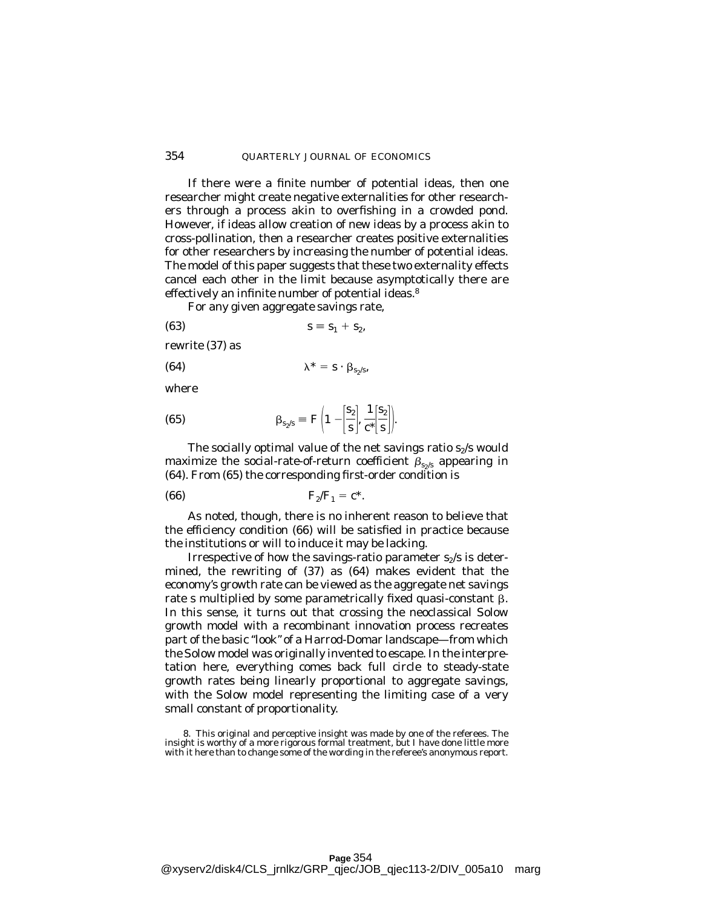If there were a finite number of potential ideas, then one researcher might create negative externalities for other researchers through a process akin to overfishing in a crowded pond. However, if ideas allow creation of new ideas by a process akin to cross-pollination, then a researcher creates positive externalities for other researchers by increasing the number of potential ideas. The model of this paper suggests that these two externality effects cancel each other in the limit because asymptotically there are effectively an infinite number of potential ideas.[8]

For any given aggregate savings rate,

$$s \equiv s_1 + s_2, \tag{63}$$

rewrite (37) as

$$\lambda^* = s \cdot \beta_{s_2/s}, \tag{64}$$

where

$$\beta_{s_2/s} \equiv F\left(1 - \left[\frac{s_2}{s}\right], \frac{1}{c^*}\left[\frac{s_2}{s}\right]\right). \tag{65}$$

The socially optimal value of the net savings ratio $s_2/s$ would maximize the social-rate-of-return coefficient $\beta_{s_2/s}$ appearing in (64). From (65) the corresponding first-order condition is

$$F_2/F_1 = c^*. \tag{66}$$

As noted, though, there is no inherent reason to believe that the efficiency condition (66) will be satisfied in practice because the institutions or will to induce it may be lacking.

Irrespective of how the savings-ratio parameter $s_2/s$ is determined, the rewriting of (37) as (64) makes evident that the economy's growth rate can be viewed as the aggregate net savings rate $s$ multiplied by some parametrically fixed quasi-constant $\beta$. In this sense, it turns out that crossing the neoclassical Solow growth model with a recombinant innovation process recreates part of the basic "look" of a Harrod-Domar landscape—from which the Solow model was originally invented to escape. In the interpretation here, everything comes back full circle to steady-state growth rates being linearly proportional to aggregate savings, with the Solow model representing the limiting case of a very small constant of proportionality.

8. This original and perceptive insight was made by one of the referees. The insight is worthy of a more rigorous formal treatment, but I have done little more with it here than to change some of the wording in the referee's anonymous report.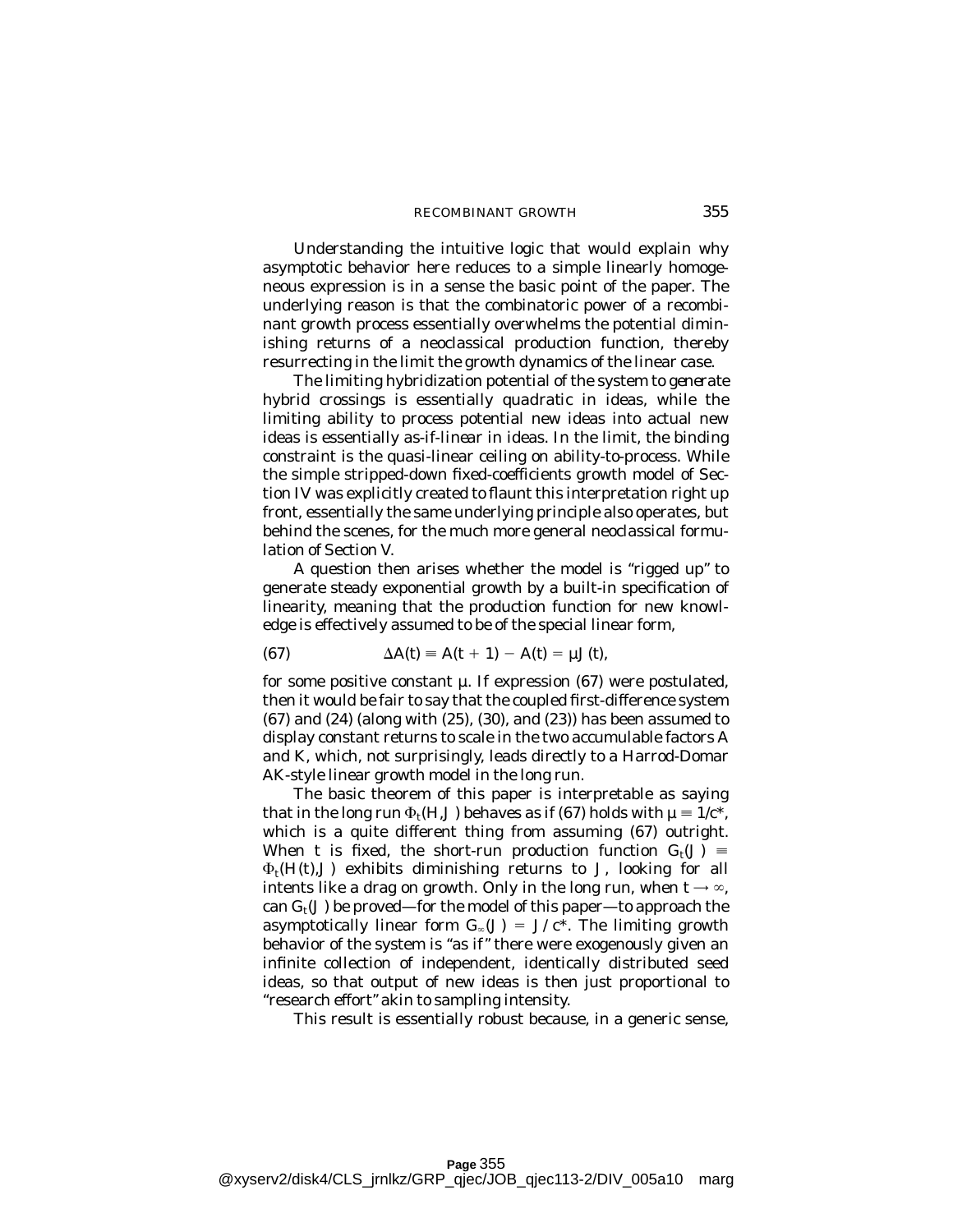Understanding the intuitive logic that would explain why asymptotic behavior here reduces to a simple linearly homogeneous expression is in a sense the basic point of the paper. The underlying reason is that the combinatoric power of a recombinant growth process essentially overwhelms the potential diminishing returns of a neoclassical production function, thereby resurrecting in the limit the growth dynamics of the linear case.

The limiting hybridization potential of the system to *generate* hybrid crossings is essentially quadratic in ideas, while the limiting ability to *process* potential new ideas into actual new ideas is essentially as-if-linear in ideas. In the limit, the binding constraint is the quasi-linear ceiling on ability-to-process. While the simple stripped-down fixed-coefficients growth model of Section IV was explicitly created to flaunt this interpretation right up front, essentially the same underlying principle also operates, but behind the scenes, for the much more general neoclassical formulation of Section V.

A question then arises whether the model is "rigged up" to generate steady exponential growth by a built-in specification of linearity, meaning that the production function for new knowledge is effectively assumed to be of the special linear form,

$$\Delta A(t) \equiv A(t+1) - A(t) = \mu J(t), \tag{67}$$

for some positive constant $\mu$. If expression (67) were postulated, then it would be fair to say that the coupled first-difference system (67) and (24) (along with (25), (30), and (23)) has been assumed to display constant returns to scale in the two accumulable factors $A$ and $K$, which, not surprisingly, leads directly to a Harrod-Domar AK-style linear growth model in the long run.

The basic theorem of this paper is interpretable as saying that in the long run $\Phi_t(H,J)$ behaves as if (67) holds with $\mu \equiv 1/c^*$, which is a quite different thing from assuming (67) outright. When $t$ is fixed, the short-run production function $G_t(J) \equiv \Phi_t(H(t),J)$ exhibits diminishing returns to $J$, looking for all intents like a drag on growth. Only in the long run, when $t \to \infty$, can $G_t(J)$ be proved—for the model of this paper—to approach the asymptotically linear form $G_\infty(J) = J/c^*$. The limiting growth behavior of the system is "as if" there were exogenously given an infinite collection of independent, identically distributed seed ideas, so that output of new ideas is then just proportional to "research effort" akin to sampling intensity.

This result is essentially robust because, in a generic sense,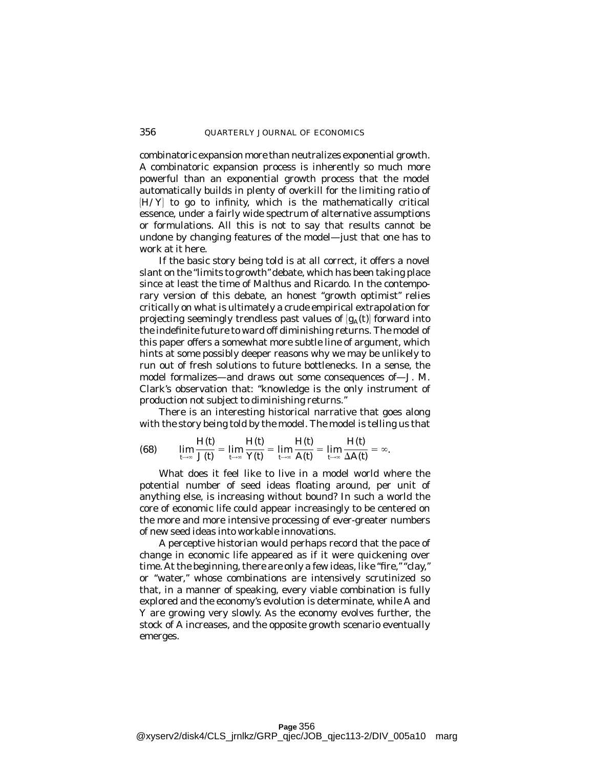combinatoric expansion more than neutralizes exponential growth. A combinatoric expansion process is inherently so much more powerful than an exponential growth process that the model automatically builds in plenty of overkill for the limiting ratio of $\{H/Y\}$ to go to infinity, which is the mathematically critical essence, under a fairly wide spectrum of alternative assumptions or formulations. All this is not to say that results cannot be undone by changing features of the model—just that one has to work at it here.

If the basic story being told is at all correct, it offers a novel slant on the "limits to growth" debate, which has been taking place since at least the time of Malthus and Ricardo. In the contemporary version of this debate, an honest "growth optimist" relies critically on what is ultimately a crude empirical extrapolation for projecting seemingly trendless past values of $\{g_A(t)\}$ forward into the indefinite future to ward off diminishing returns. The model of this paper offers a somewhat more subtle line of argument, which hints at some possibly deeper reasons why we may be unlikely to run out of fresh solutions to future bottlenecks. In a sense, the model formalizes—and draws out some consequences of—J. M. Clark's observation that: "knowledge is the only instrument of production not subject to diminishing returns."

There is an interesting historical narrative that goes along with the story being told by the model. The model is telling us that

$$\text{(68)} \qquad \lim_{t\to\infty} \frac{H(t)}{J(t)} = \lim_{t\to\infty} \frac{H(t)}{Y(t)} = \lim_{t\to\infty} \frac{H(t)}{A(t)} = \lim_{t\to\infty} \frac{H(t)}{\Delta A(t)} = \infty.$$

What does it feel like to live in a model world where the potential number of seed ideas floating around, per unit of anything else, is increasing without bound? In such a world the core of economic life could appear increasingly to be centered on the more and more intensive processing of ever-greater numbers of new seed ideas into workable innovations.

A perceptive historian would perhaps record that the pace of change in economic life appeared as if it were quickening over time. At the beginning, there are only a few ideas, like "fire," "clay," or "water," whose combinations are intensively scrutinized so that, in a manner of speaking, every viable combination is fully explored and the economy's evolution is determinate, while $A$ and $Y$ are growing very slowly. As the economy evolves further, the stock of $A$ increases, and the opposite growth scenario eventually emerges.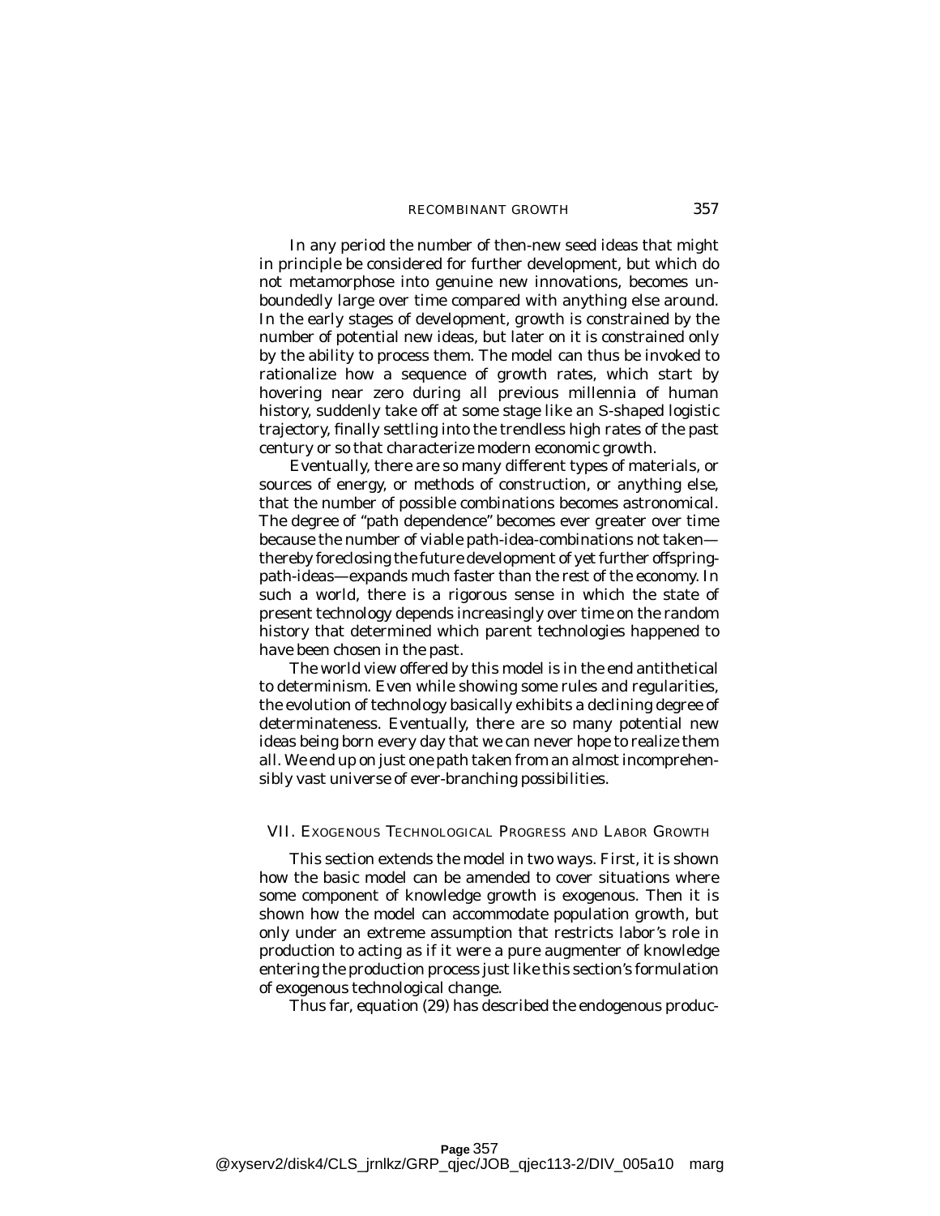In any period the number of then-new seed ideas that might in principle be considered for further development, but which do not metamorphose into genuine new innovations, becomes unboundedly large over time compared with anything else around. In the early stages of development, growth is constrained by the number of potential new ideas, but later on it is constrained only by the ability to process them. The model can thus be invoked to rationalize how a sequence of growth rates, which start by hovering near zero during all previous millennia of human history, suddenly take off at some stage like an S-shaped logistic trajectory, finally settling into the trendless high rates of the past century or so that characterize modern economic growth.

Eventually, there are so many different types of materials, or sources of energy, or methods of construction, or anything else, that the number of possible combinations becomes astronomical. The degree of "path dependence" becomes ever greater over time because the number of viable path-idea-combinations not taken—thereby foreclosing the future development of yet further offspring-path-ideas—expands much faster than the rest of the economy. In such a world, there is a rigorous sense in which the state of present technology depends increasingly over time on the random history that determined which parent technologies happened to have been chosen in the past.

The world view offered by this model is in the end antithetical to determinism. Even while showing some rules and regularities, the evolution of technology basically exhibits a declining degree of determinateness. Eventually, there are so many potential new ideas being born every day that we can never hope to realize them all. We end up on just one path taken from an almost incomprehensibly vast universe of ever-branching possibilities.

## VII. Exogenous Technological Progress and Labor Growth

This section extends the model in two ways. First, it is shown how the basic model can be amended to cover situations where some component of knowledge growth is exogenous. Then it is shown how the model can accommodate population growth, but only under an extreme assumption that restricts labor's role in production to acting as if it were a pure augmenter of knowledge entering the production process just like this section's formulation of exogenous technological change.

Thus far, equation (29) has described the endogenous produc-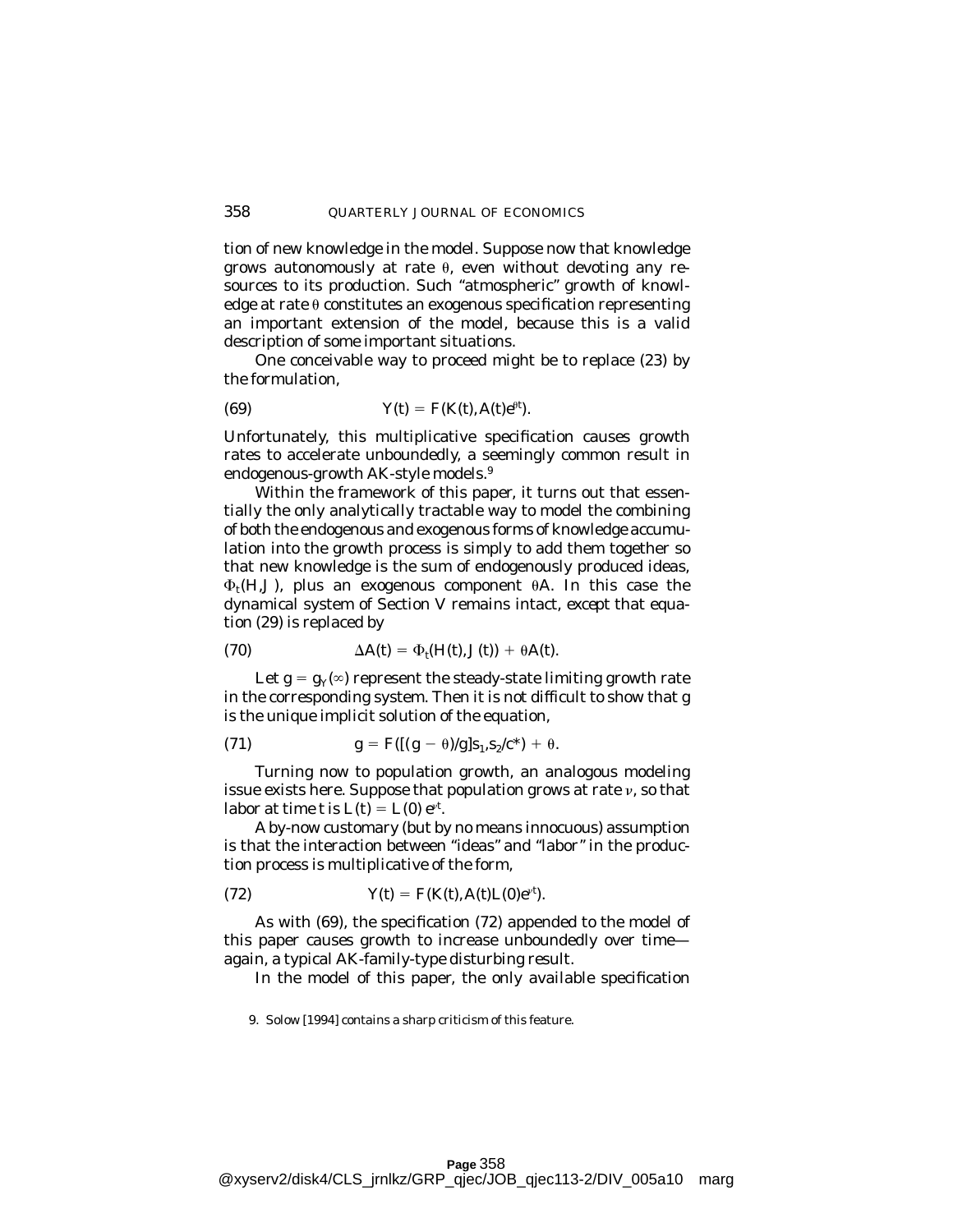tion of new knowledge in the model. Suppose now that knowledge grows autonomously at rate $\theta$, even without devoting any resources to its production. Such "atmospheric" growth of knowledge at rate $\theta$ constitutes an exogenous specification representing an important extension of the model, because this is a valid description of some important situations.

One conceivable way to proceed might be to replace (23) by the formulation,

$$Y(t) = F(K(t), A(t)e^{\theta t}). \tag{69}$$

Unfortunately, this multiplicative specification causes growth rates to accelerate unboundedly, a seemingly common result in endogenous-growth AK-style models.[9]

Within the framework of this paper, it turns out that essentially the only analytically tractable way to model the combining of both the endogenous and exogenous forms of knowledge accumulation into the growth process is simply to add them together so that new knowledge is the sum of endogenously produced ideas, $\Phi_t(H,J)$, plus an exogenous component $\theta A$. In this case the dynamical system of Section V remains intact, except that equation (29) is replaced by

$$\Delta A(t) = \Phi_t(H(t), J(t)) + \theta A(t). \tag{70}$$

Let $g = g_Y(\infty)$ represent the steady-state limiting growth rate in the corresponding system. Then it is not difficult to show that $g$ is the unique implicit solution of the equation,

$$g = F([(g - \theta)/g]s_1, s_2/c^*) + \theta. \tag{71}$$

Turning now to population growth, an analogous modeling issue exists here. Suppose that population grows at rate $\nu$, so that labor at time $t$ is $L(t) = L(0)\,e^{\nu t}$.

A by-now customary (but by no means innocuous) assumption is that the interaction between "ideas" and "labor" in the production process is multiplicative of the form,

$$Y(t) = F(K(t), A(t)L(0)e^{\nu t}). \tag{72}$$

As with (69), the specification (72) appended to the model of this paper causes growth to increase unboundedly over time—again, a typical AK-family-type disturbing result.

In the model of this paper, the only available specification

9. Solow [1994] contains a sharp criticism of this feature.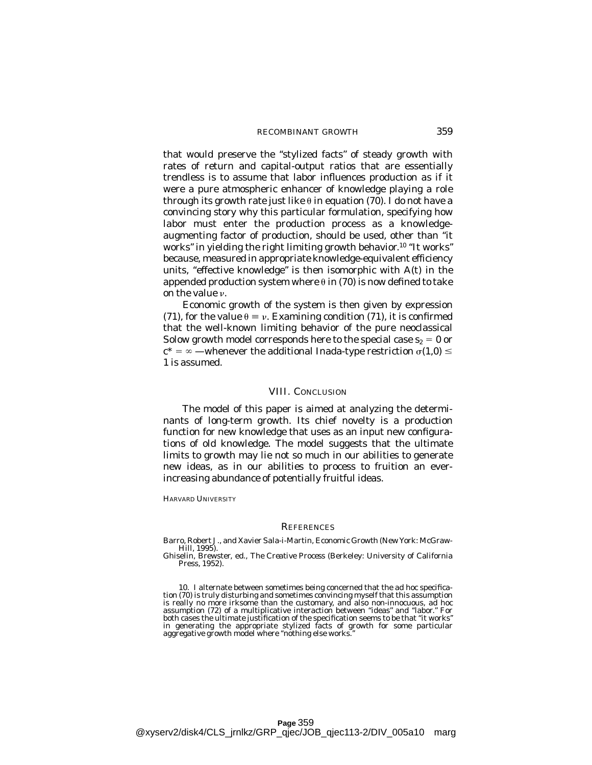that would preserve the "stylized facts" of steady growth with rates of return and capital-output ratios that are essentially trendless is to assume that labor influences production as if it were a pure atmospheric enhancer of knowledge playing a role through its growth rate just like $\theta$ in equation (70). I do not have a convincing story why this particular formulation, specifying how labor must enter the production process as a knowledge-augmenting factor of production, should be used, other than "it works" in yielding the right limiting growth behavior.[10] "It works" because, measured in appropriate knowledge-equivalent efficiency units, "effective knowledge" is then isomorphic with $A(t)$ in the appended production system where $\theta$ in (70) is now defined to take on the value $\nu$.

Economic growth of the system is then given by expression (71), for the value $\theta \equiv \nu$. Examining condition (71), it is confirmed that the well-known limiting behavior of the pure neoclassical Solow growth model corresponds here to the special case $s_2 = 0$ or $c^* = \infty$ —whenever the additional Inada-type restriction $\sigma(1,0) \leq 1$ is assumed.

## VIII. Conclusion

The model of this paper is aimed at analyzing the determinants of long-term growth. Its chief novelty is a production function for new knowledge that uses as an input new configurations of old knowledge. The model suggests that the ultimate limits to growth may lie not so much in our abilities to generate new ideas, as in our abilities to process to fruition an ever-increasing abundance of potentially fruitful ideas.

Harvard University

## References

Barro, Robert J., and Xavier Sala-i-Martin, *Economic Growth* (New York: McGraw-Hill, 1995).

Ghiselin, Brewster, ed., *The Creative Process* (Berkeley: University of California Press, 1952).

10. I alternate between sometimes being concerned that the ad hoc specification (70) is truly disturbing and sometimes convincing myself that this assumption is really no more irksome than the customary, and also non-innocuous, ad hoc assumption (72) of a multiplicative interaction between "ideas" and "labor." For both cases the ultimate justification of the specification seems to be that "it works" in generating the appropriate stylized facts of growth for some particular aggregative growth model where "nothing else works."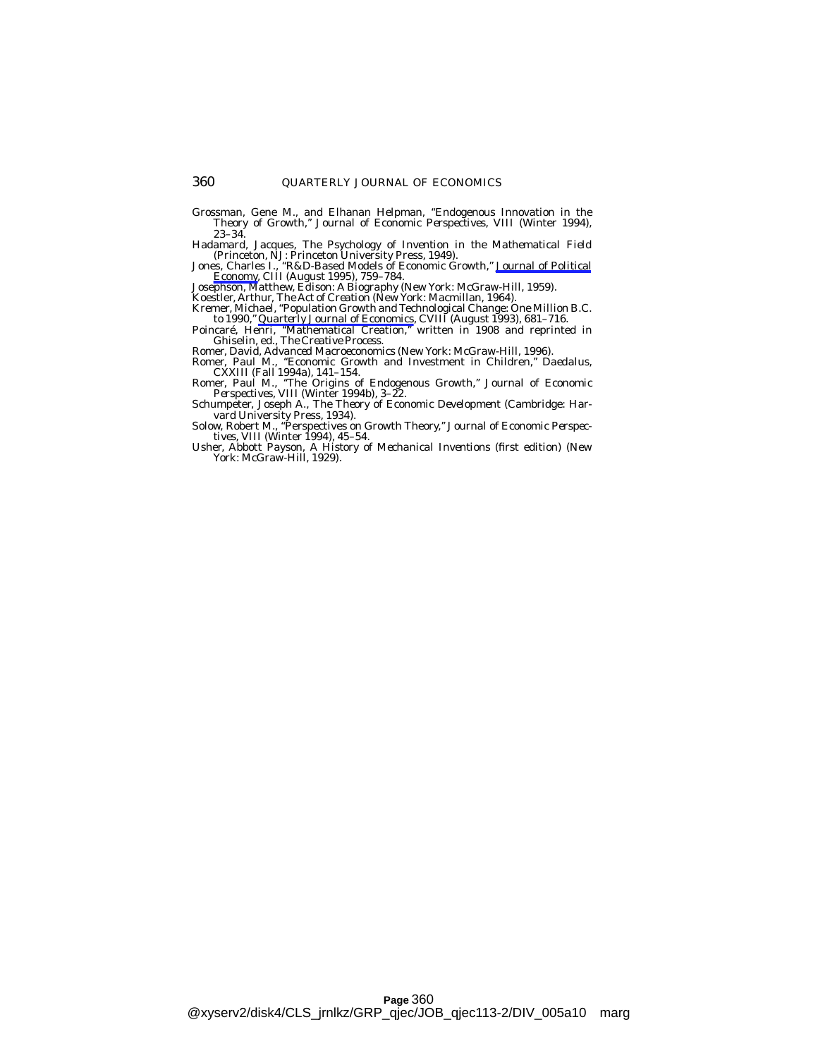Grossman, Gene M., and Elhanan Helpman, "Endogenous Innovation in the Theory of Growth," *Journal of Economic Perspectives*, VIII (Winter 1994), 23–34.

Hadamard, Jacques, *The Psychology of Invention in the Mathematical Field* (Princeton, NJ: Princeton University Press, 1949).

Jones, Charles I., "R&D-Based Models of Economic Growth," *Journal of Political Economy*, CIII (August 1995), 759–784.

Josephson, Matthew, *Edison: A Biography* (New York: McGraw-Hill, 1959).

Koestler, Arthur, *The Act of Creation* (New York: Macmillan, 1964).

Kremer, Michael, "Population Growth and Technological Change: One Million B.C. to 1990," *Quarterly Journal of Economics*, CVIII (August 1993), 681–716.

Poincaré, Henri, "Mathematical Creation," written in 1908 and reprinted in Ghiselin, ed., *The Creative Process*.

Romer, David, *Advanced Macroeconomics* (New York: McGraw-Hill, 1996).

Romer, Paul M., "Economic Growth and Investment in Children," *Daedalus*, CXXIII (Fall 1994a), 141–154.

Romer, Paul M., "The Origins of Endogenous Growth," *Journal of Economic Perspectives*, VIII (Winter 1994b), 3–22.

Schumpeter, Joseph A., *The Theory of Economic Development* (Cambridge: Harvard University Press, 1934).

Solow, Robert M., "Perspectives on Growth Theory," *Journal of Economic Perspectives*, VIII (Winter 1994), 45–54.

Usher, Abbott Payson, *A History of Mechanical Inventions* (first edition) (New York: McGraw-Hill, 1929).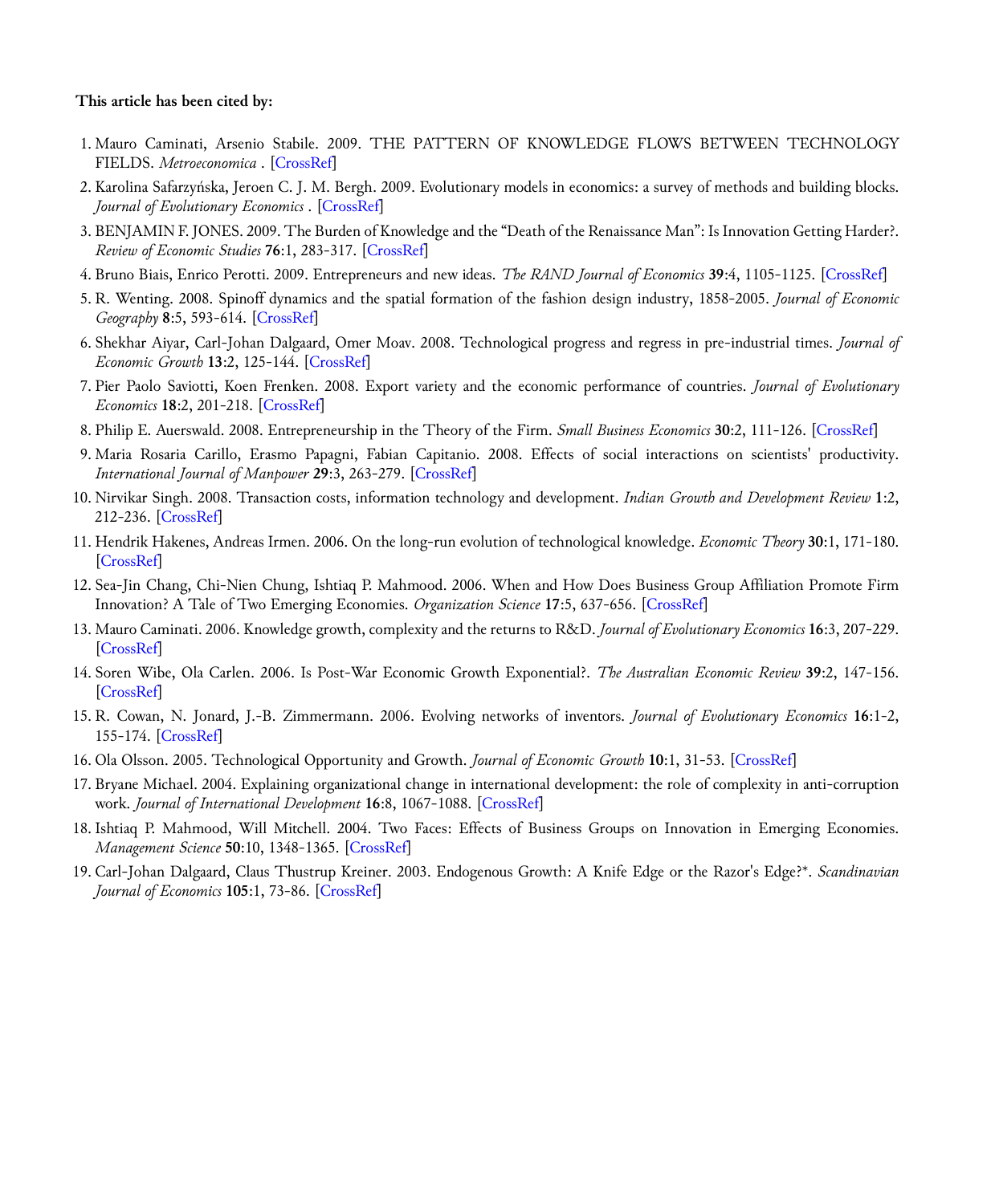**This article has been cited by:**

1. Mauro Caminati, Arsenio Stabile. 2009. THE PATTERN OF KNOWLEDGE FLOWS BETWEEN TECHNOLOGY FIELDS. *Metroeconomica* . [CrossRef]
2. Karolina Safarzyńska, Jeroen C. J. M. Bergh. 2009. Evolutionary models in economics: a survey of methods and building blocks. *Journal of Evolutionary Economics* . [CrossRef]
3. BENJAMIN F. JONES. 2009. The Burden of Knowledge and the "Death of the Renaissance Man": Is Innovation Getting Harder?. *Review of Economic Studies* **76**:1, 283-317. [CrossRef]
4. Bruno Biais, Enrico Perotti. 2009. Entrepreneurs and new ideas. *The RAND Journal of Economics* **39**:4, 1105-1125. [CrossRef]
5. R. Wenting. 2008. Spinoff dynamics and the spatial formation of the fashion design industry, 1858-2005. *Journal of Economic Geography* **8**:5, 593-614. [CrossRef]
6. Shekhar Aiyar, Carl-Johan Dalgaard, Omer Moav. 2008. Technological progress and regress in pre-industrial times. *Journal of Economic Growth* **13**:2, 125-144. [CrossRef]
7. Pier Paolo Saviotti, Koen Frenken. 2008. Export variety and the economic performance of countries. *Journal of Evolutionary Economics* **18**:2, 201-218. [CrossRef]
8. Philip E. Auerswald. 2008. Entrepreneurship in the Theory of the Firm. *Small Business Economics* **30**:2, 111-126. [CrossRef]
9. Maria Rosaria Carillo, Erasmo Papagni, Fabian Capitanio. 2008. Effects of social interactions on scientists' productivity. *International Journal of Manpower* **29**:3, 263-279. [CrossRef]
10. Nirvikar Singh. 2008. Transaction costs, information technology and development. *Indian Growth and Development Review* **1**:2, 212-236. [CrossRef]
11. Hendrik Hakenes, Andreas Irmen. 2006. On the long-run evolution of technological knowledge. *Economic Theory* **30**:1, 171-180. [CrossRef]
12. Sea-Jin Chang, Chi-Nien Chung, Ishtiaq P. Mahmood. 2006. When and How Does Business Group Affiliation Promote Firm Innovation? A Tale of Two Emerging Economies. *Organization Science* **17**:5, 637-656. [CrossRef]
13. Mauro Caminati. 2006. Knowledge growth, complexity and the returns to R&D. *Journal of Evolutionary Economics* **16**:3, 207-229. [CrossRef]
14. Soren Wibe, Ola Carlen. 2006. Is Post-War Economic Growth Exponential?. *The Australian Economic Review* **39**:2, 147-156. [CrossRef]
15. R. Cowan, N. Jonard, J.-B. Zimmermann. 2006. Evolving networks of inventors. *Journal of Evolutionary Economics* **16**:1-2, 155-174. [CrossRef]
16. Ola Olsson. 2005. Technological Opportunity and Growth. *Journal of Economic Growth* **10**:1, 31-53. [CrossRef]
17. Bryane Michael. 2004. Explaining organizational change in international development: the role of complexity in anti-corruption work. *Journal of International Development* **16**:8, 1067-1088. [CrossRef]
18. Ishtiaq P. Mahmood, Will Mitchell. 2004. Two Faces: Effects of Business Groups on Innovation in Emerging Economies. *Management Science* **50**:10, 1348-1365. [CrossRef]
19. Carl-Johan Dalgaard, Claus Thustrup Kreiner. 2003. Endogenous Growth: A Knife Edge or the Razor's Edge?*. *Scandinavian Journal of Economics* **105**:1, 73-86. [CrossRef]